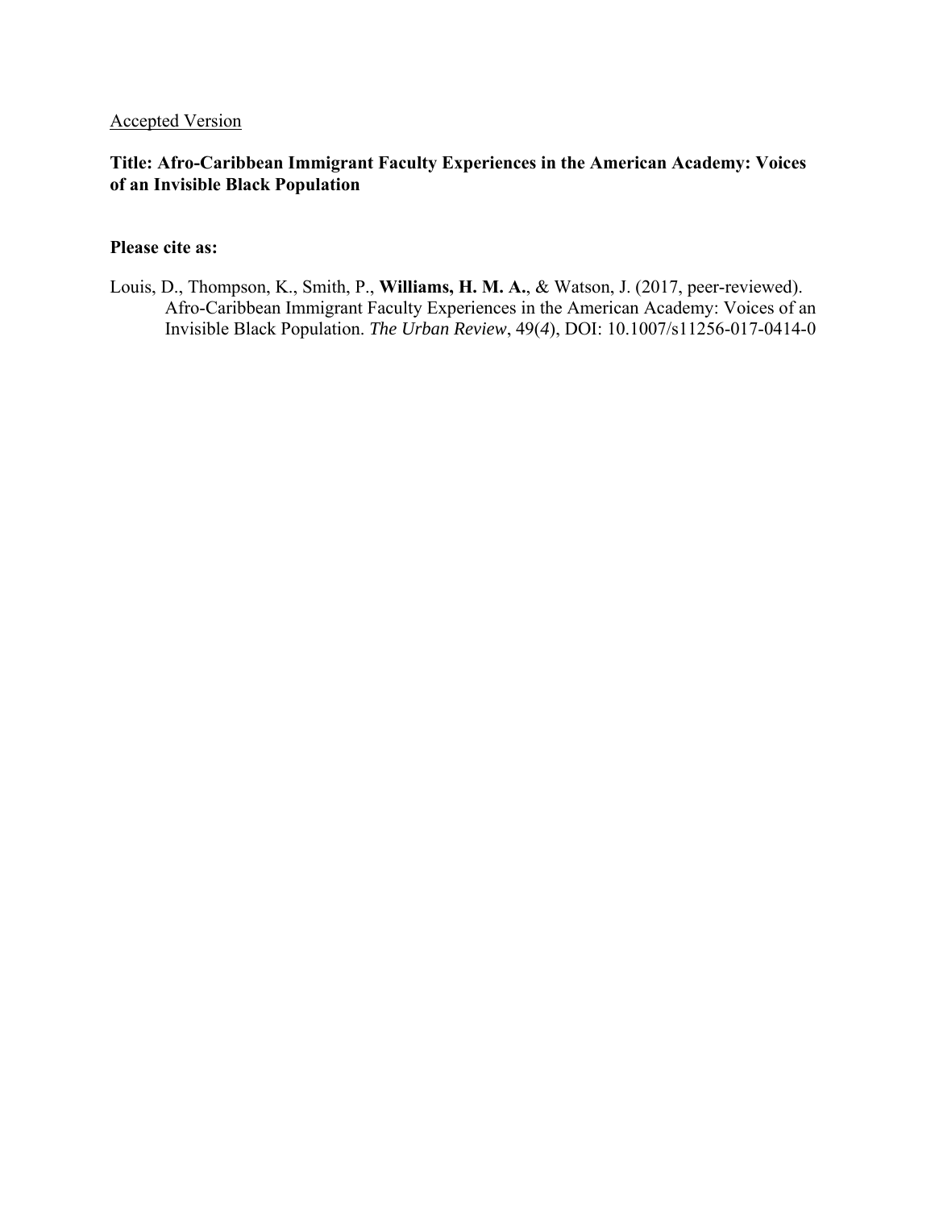<u>Accepted Version</u>

**Title: Afro-Caribbean Immigrant Faculty Experiences in the American Academy: Voices of an Invisible Black Population**

**Please cite as:**

Louis, D., Thompson, K., Smith, P., **Williams, H. M. A.**, & Watson, J. (2017, peer-reviewed). Afro-Caribbean Immigrant Faculty Experiences in the American Academy: Voices of an Invisible Black Population. *The Urban Review*, 49(*4*), DOI: 10.1007/s11256-017-0414-0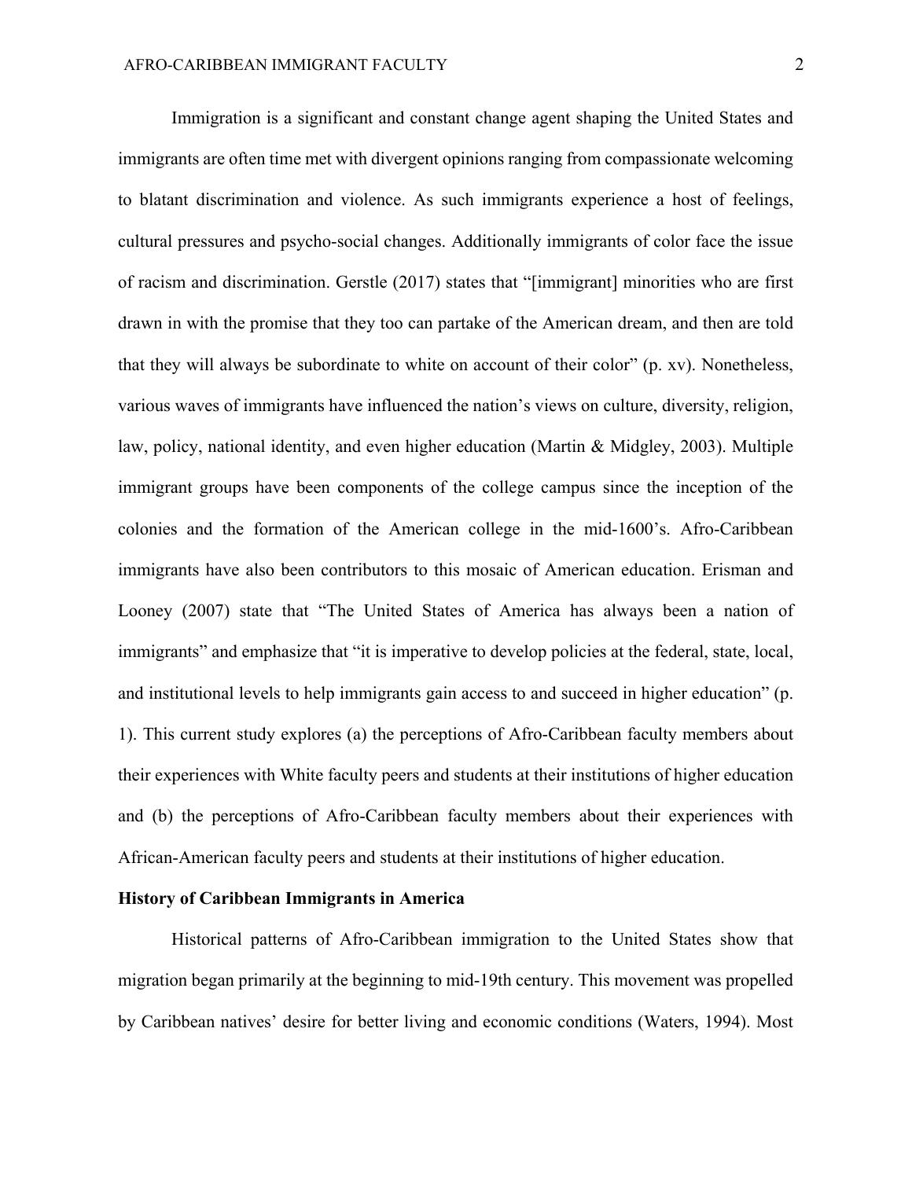Immigration is a significant and constant change agent shaping the United States and immigrants are often time met with divergent opinions ranging from compassionate welcoming to blatant discrimination and violence. As such immigrants experience a host of feelings, cultural pressures and psycho-social changes. Additionally immigrants of color face the issue of racism and discrimination. Gerstle (2017) states that "[immigrant] minorities who are first drawn in with the promise that they too can partake of the American dream, and then are told that they will always be subordinate to white on account of their color" (p. xv). Nonetheless, various waves of immigrants have influenced the nation's views on culture, diversity, religion, law, policy, national identity, and even higher education (Martin & Midgley, 2003). Multiple immigrant groups have been components of the college campus since the inception of the colonies and the formation of the American college in the mid-1600's. Afro-Caribbean immigrants have also been contributors to this mosaic of American education. Erisman and Looney (2007) state that "The United States of America has always been a nation of immigrants" and emphasize that "it is imperative to develop policies at the federal, state, local, and institutional levels to help immigrants gain access to and succeed in higher education" (p. 1). This current study explores (a) the perceptions of Afro-Caribbean faculty members about their experiences with White faculty peers and students at their institutions of higher education and (b) the perceptions of Afro-Caribbean faculty members about their experiences with African-American faculty peers and students at their institutions of higher education.

**History of Caribbean Immigrants in America**

Historical patterns of Afro-Caribbean immigration to the United States show that migration began primarily at the beginning to mid-19th century. This movement was propelled by Caribbean natives' desire for better living and economic conditions (Waters, 1994). Most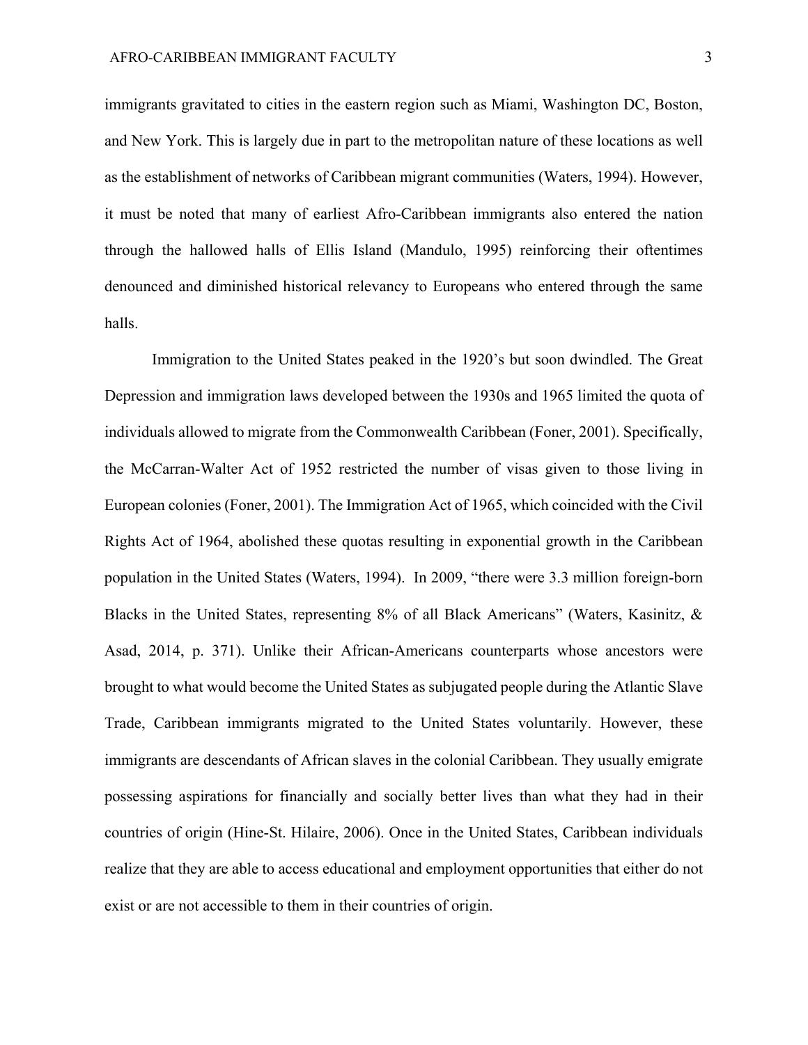immigrants gravitated to cities in the eastern region such as Miami, Washington DC, Boston, and New York. This is largely due in part to the metropolitan nature of these locations as well as the establishment of networks of Caribbean migrant communities (Waters, 1994). However, it must be noted that many of earliest Afro-Caribbean immigrants also entered the nation through the hallowed halls of Ellis Island (Mandulo, 1995) reinforcing their oftentimes denounced and diminished historical relevancy to Europeans who entered through the same halls.

Immigration to the United States peaked in the 1920's but soon dwindled. The Great Depression and immigration laws developed between the 1930s and 1965 limited the quota of individuals allowed to migrate from the Commonwealth Caribbean (Foner, 2001). Specifically, the McCarran-Walter Act of 1952 restricted the number of visas given to those living in European colonies (Foner, 2001). The Immigration Act of 1965, which coincided with the Civil Rights Act of 1964, abolished these quotas resulting in exponential growth in the Caribbean population in the United States (Waters, 1994). In 2009, "there were 3.3 million foreign-born Blacks in the United States, representing 8% of all Black Americans" (Waters, Kasinitz, & Asad, 2014, p. 371). Unlike their African-Americans counterparts whose ancestors were brought to what would become the United States as subjugated people during the Atlantic Slave Trade, Caribbean immigrants migrated to the United States voluntarily. However, these immigrants are descendants of African slaves in the colonial Caribbean. They usually emigrate possessing aspirations for financially and socially better lives than what they had in their countries of origin (Hine-St. Hilaire, 2006). Once in the United States, Caribbean individuals realize that they are able to access educational and employment opportunities that either do not exist or are not accessible to them in their countries of origin.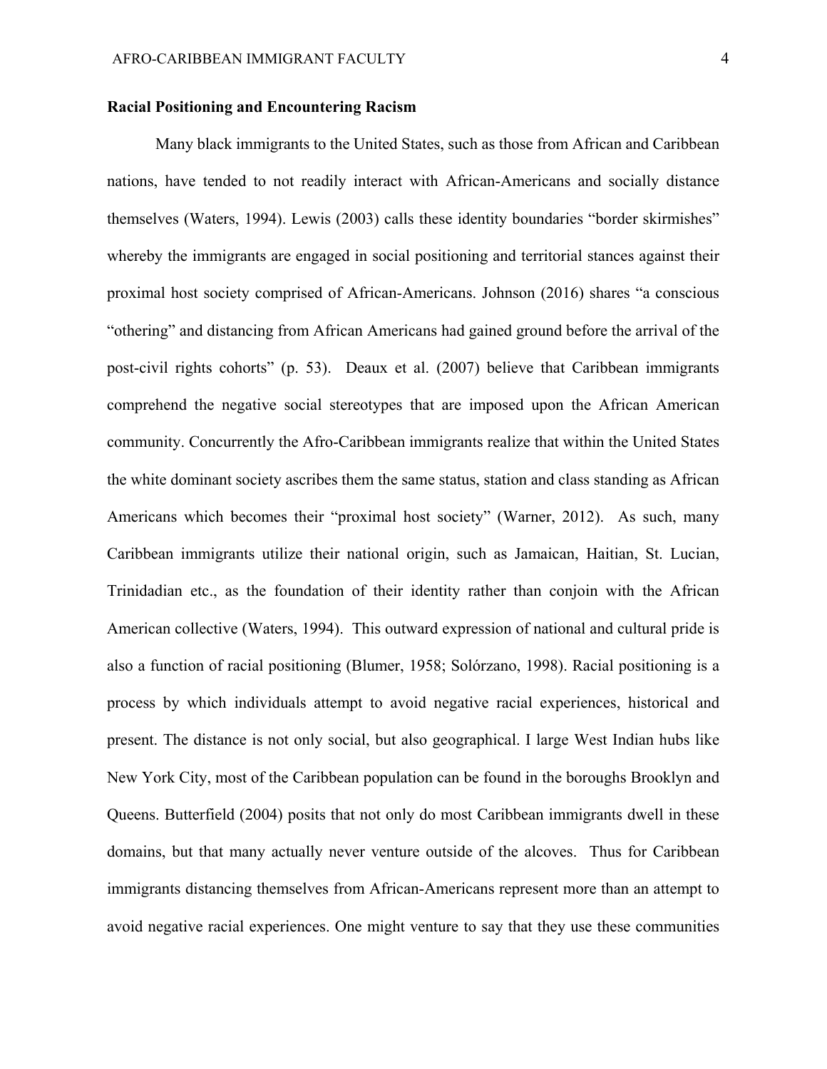**Racial Positioning and Encountering Racism**

Many black immigrants to the United States, such as those from African and Caribbean nations, have tended to not readily interact with African-Americans and socially distance themselves (Waters, 1994). Lewis (2003) calls these identity boundaries "border skirmishes" whereby the immigrants are engaged in social positioning and territorial stances against their proximal host society comprised of African-Americans. Johnson (2016) shares "a conscious "othering" and distancing from African Americans had gained ground before the arrival of the post-civil rights cohorts" (p. 53). Deaux et al. (2007) believe that Caribbean immigrants comprehend the negative social stereotypes that are imposed upon the African American community. Concurrently the Afro-Caribbean immigrants realize that within the United States the white dominant society ascribes them the same status, station and class standing as African Americans which becomes their "proximal host society" (Warner, 2012). As such, many Caribbean immigrants utilize their national origin, such as Jamaican, Haitian, St. Lucian, Trinidadian etc., as the foundation of their identity rather than conjoin with the African American collective (Waters, 1994). This outward expression of national and cultural pride is also a function of racial positioning (Blumer, 1958; Solórzano, 1998). Racial positioning is a process by which individuals attempt to avoid negative racial experiences, historical and present. The distance is not only social, but also geographical. I large West Indian hubs like New York City, most of the Caribbean population can be found in the boroughs Brooklyn and Queens. Butterfield (2004) posits that not only do most Caribbean immigrants dwell in these domains, but that many actually never venture outside of the alcoves. Thus for Caribbean immigrants distancing themselves from African-Americans represent more than an attempt to avoid negative racial experiences. One might venture to say that they use these communities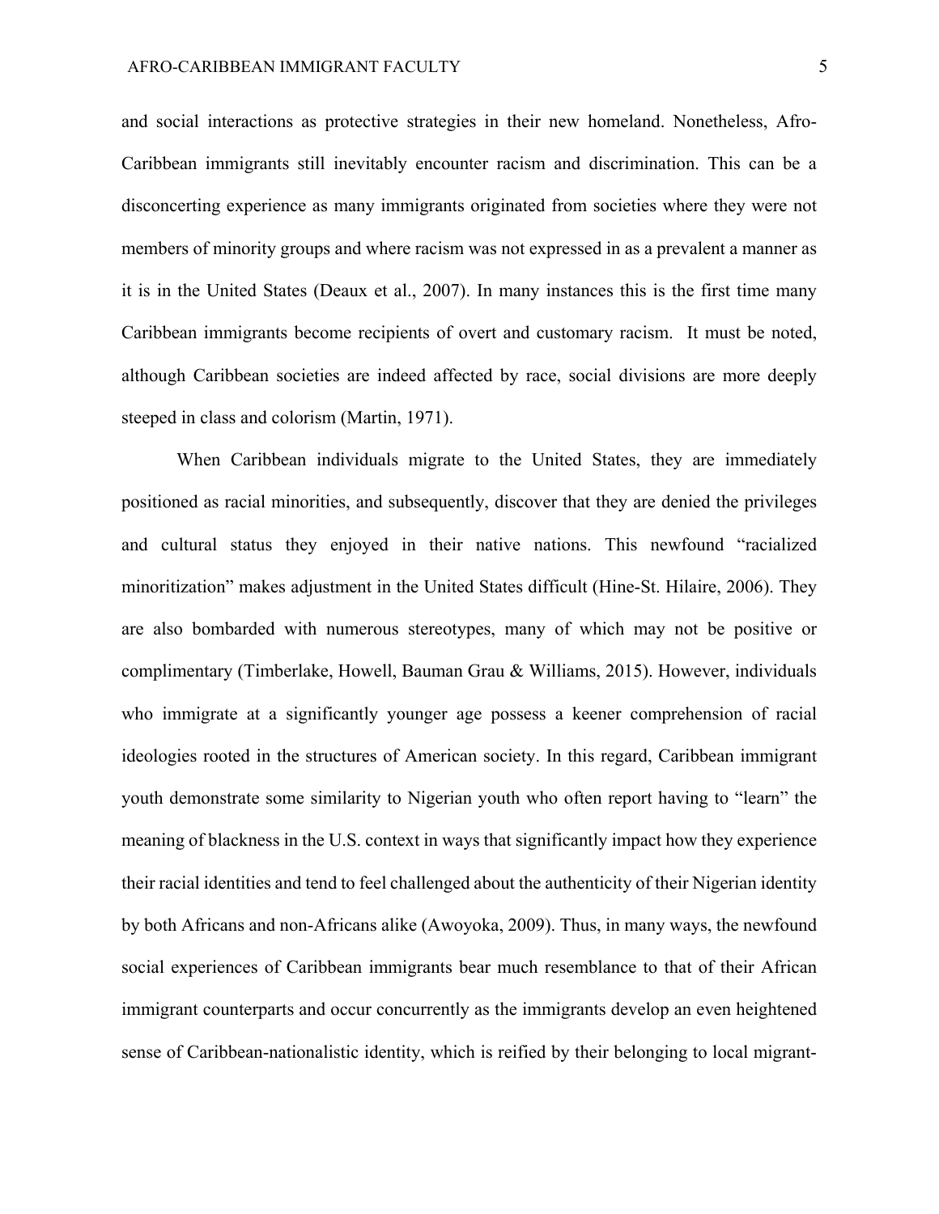and social interactions as protective strategies in their new homeland. Nonetheless, Afro-Caribbean immigrants still inevitably encounter racism and discrimination. This can be a disconcerting experience as many immigrants originated from societies where they were not members of minority groups and where racism was not expressed in as a prevalent a manner as it is in the United States (Deaux et al., 2007). In many instances this is the first time many Caribbean immigrants become recipients of overt and customary racism. It must be noted, although Caribbean societies are indeed affected by race, social divisions are more deeply steeped in class and colorism (Martin, 1971).

When Caribbean individuals migrate to the United States, they are immediately positioned as racial minorities, and subsequently, discover that they are denied the privileges and cultural status they enjoyed in their native nations. This newfound "racialized minoritization" makes adjustment in the United States difficult (Hine-St. Hilaire, 2006). They are also bombarded with numerous stereotypes, many of which may not be positive or complimentary (Timberlake, Howell, Bauman Grau & Williams, 2015). However, individuals who immigrate at a significantly younger age possess a keener comprehension of racial ideologies rooted in the structures of American society. In this regard, Caribbean immigrant youth demonstrate some similarity to Nigerian youth who often report having to "learn" the meaning of blackness in the U.S. context in ways that significantly impact how they experience their racial identities and tend to feel challenged about the authenticity of their Nigerian identity by both Africans and non-Africans alike (Awoyoka, 2009). Thus, in many ways, the newfound social experiences of Caribbean immigrants bear much resemblance to that of their African immigrant counterparts and occur concurrently as the immigrants develop an even heightened sense of Caribbean-nationalistic identity, which is reified by their belonging to local migrant-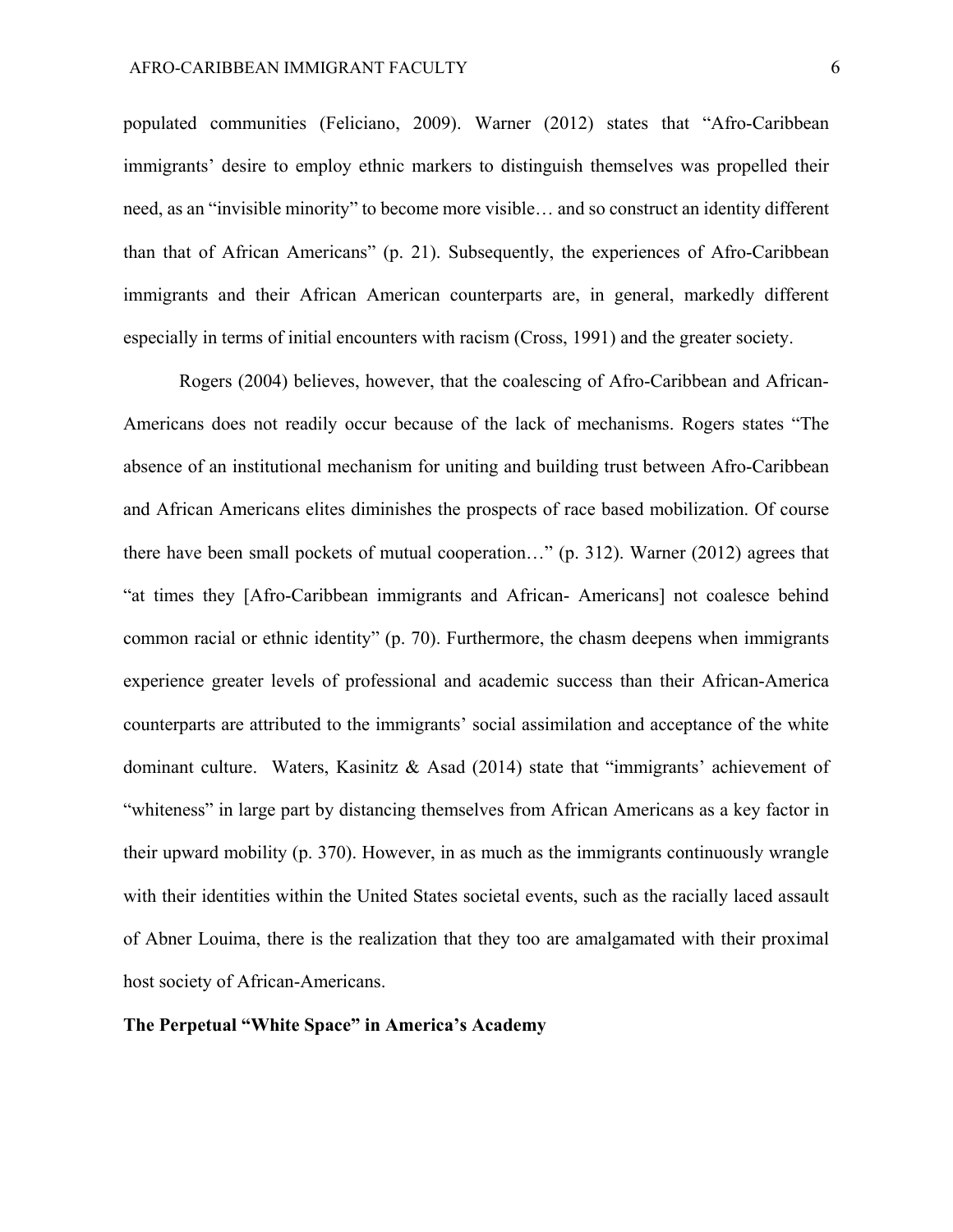populated communities (Feliciano, 2009). Warner (2012) states that "Afro-Caribbean immigrants' desire to employ ethnic markers to distinguish themselves was propelled their need, as an "invisible minority" to become more visible… and so construct an identity different than that of African Americans" (p. 21). Subsequently, the experiences of Afro-Caribbean immigrants and their African American counterparts are, in general, markedly different especially in terms of initial encounters with racism (Cross, 1991) and the greater society.

Rogers (2004) believes, however, that the coalescing of Afro-Caribbean and African-Americans does not readily occur because of the lack of mechanisms. Rogers states "The absence of an institutional mechanism for uniting and building trust between Afro-Caribbean and African Americans elites diminishes the prospects of race based mobilization. Of course there have been small pockets of mutual cooperation…" (p. 312). Warner (2012) agrees that "at times they [Afro-Caribbean immigrants and African- Americans] not coalesce behind common racial or ethnic identity" (p. 70). Furthermore, the chasm deepens when immigrants experience greater levels of professional and academic success than their African-America counterparts are attributed to the immigrants' social assimilation and acceptance of the white dominant culture. Waters, Kasinitz & Asad (2014) state that "immigrants' achievement of "whiteness" in large part by distancing themselves from African Americans as a key factor in their upward mobility (p. 370). However, in as much as the immigrants continuously wrangle with their identities within the United States societal events, such as the racially laced assault of Abner Louima, there is the realization that they too are amalgamated with their proximal host society of African-Americans.

**The Perpetual "White Space" in America's Academy**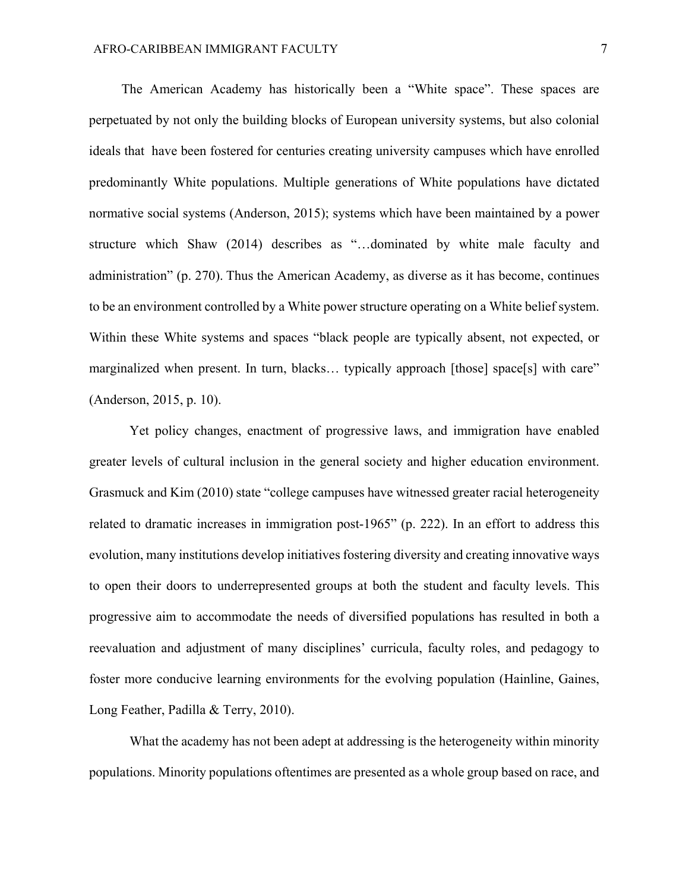The American Academy has historically been a "White space". These spaces are perpetuated by not only the building blocks of European university systems, but also colonial ideals that have been fostered for centuries creating university campuses which have enrolled predominantly White populations. Multiple generations of White populations have dictated normative social systems (Anderson, 2015); systems which have been maintained by a power structure which Shaw (2014) describes as "…dominated by white male faculty and administration" (p. 270). Thus the American Academy, as diverse as it has become, continues to be an environment controlled by a White power structure operating on a White belief system. Within these White systems and spaces "black people are typically absent, not expected, or marginalized when present. In turn, blacks… typically approach [those] space[s] with care" (Anderson, 2015, p. 10).

Yet policy changes, enactment of progressive laws, and immigration have enabled greater levels of cultural inclusion in the general society and higher education environment. Grasmuck and Kim (2010) state "college campuses have witnessed greater racial heterogeneity related to dramatic increases in immigration post-1965" (p. 222). In an effort to address this evolution, many institutions develop initiatives fostering diversity and creating innovative ways to open their doors to underrepresented groups at both the student and faculty levels. This progressive aim to accommodate the needs of diversified populations has resulted in both a reevaluation and adjustment of many disciplines' curricula, faculty roles, and pedagogy to foster more conducive learning environments for the evolving population (Hainline, Gaines, Long Feather, Padilla & Terry, 2010).

What the academy has not been adept at addressing is the heterogeneity within minority populations. Minority populations oftentimes are presented as a whole group based on race, and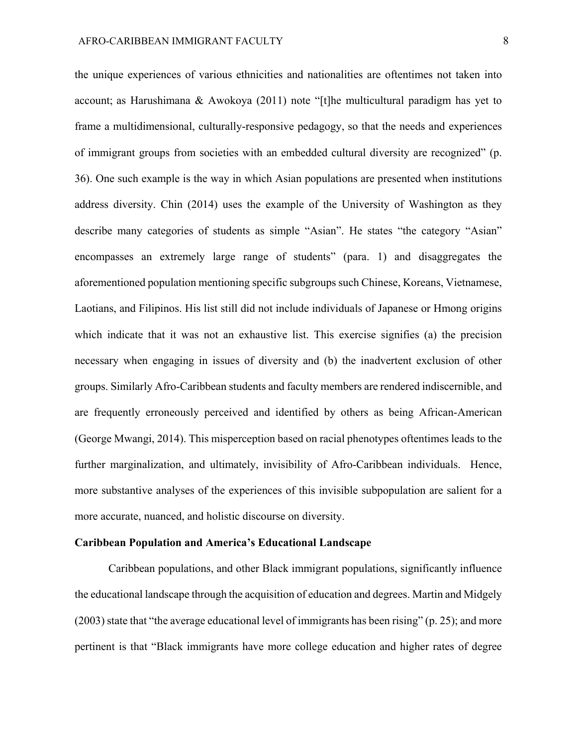the unique experiences of various ethnicities and nationalities are oftentimes not taken into account; as Harushimana & Awokoya (2011) note "[t]he multicultural paradigm has yet to frame a multidimensional, culturally-responsive pedagogy, so that the needs and experiences of immigrant groups from societies with an embedded cultural diversity are recognized" (p. 36). One such example is the way in which Asian populations are presented when institutions address diversity. Chin (2014) uses the example of the University of Washington as they describe many categories of students as simple "Asian". He states "the category "Asian" encompasses an extremely large range of students" (para. 1) and disaggregates the aforementioned population mentioning specific subgroups such Chinese, Koreans, Vietnamese, Laotians, and Filipinos. His list still did not include individuals of Japanese or Hmong origins which indicate that it was not an exhaustive list. This exercise signifies (a) the precision necessary when engaging in issues of diversity and (b) the inadvertent exclusion of other groups. Similarly Afro-Caribbean students and faculty members are rendered indiscernible, and are frequently erroneously perceived and identified by others as being African-American (George Mwangi, 2014). This misperception based on racial phenotypes oftentimes leads to the further marginalization, and ultimately, invisibility of Afro-Caribbean individuals. Hence, more substantive analyses of the experiences of this invisible subpopulation are salient for a more accurate, nuanced, and holistic discourse on diversity.

**Caribbean Population and America's Educational Landscape**

Caribbean populations, and other Black immigrant populations, significantly influence the educational landscape through the acquisition of education and degrees. Martin and Midgely (2003) state that "the average educational level of immigrants has been rising" (p. 25); and more pertinent is that "Black immigrants have more college education and higher rates of degree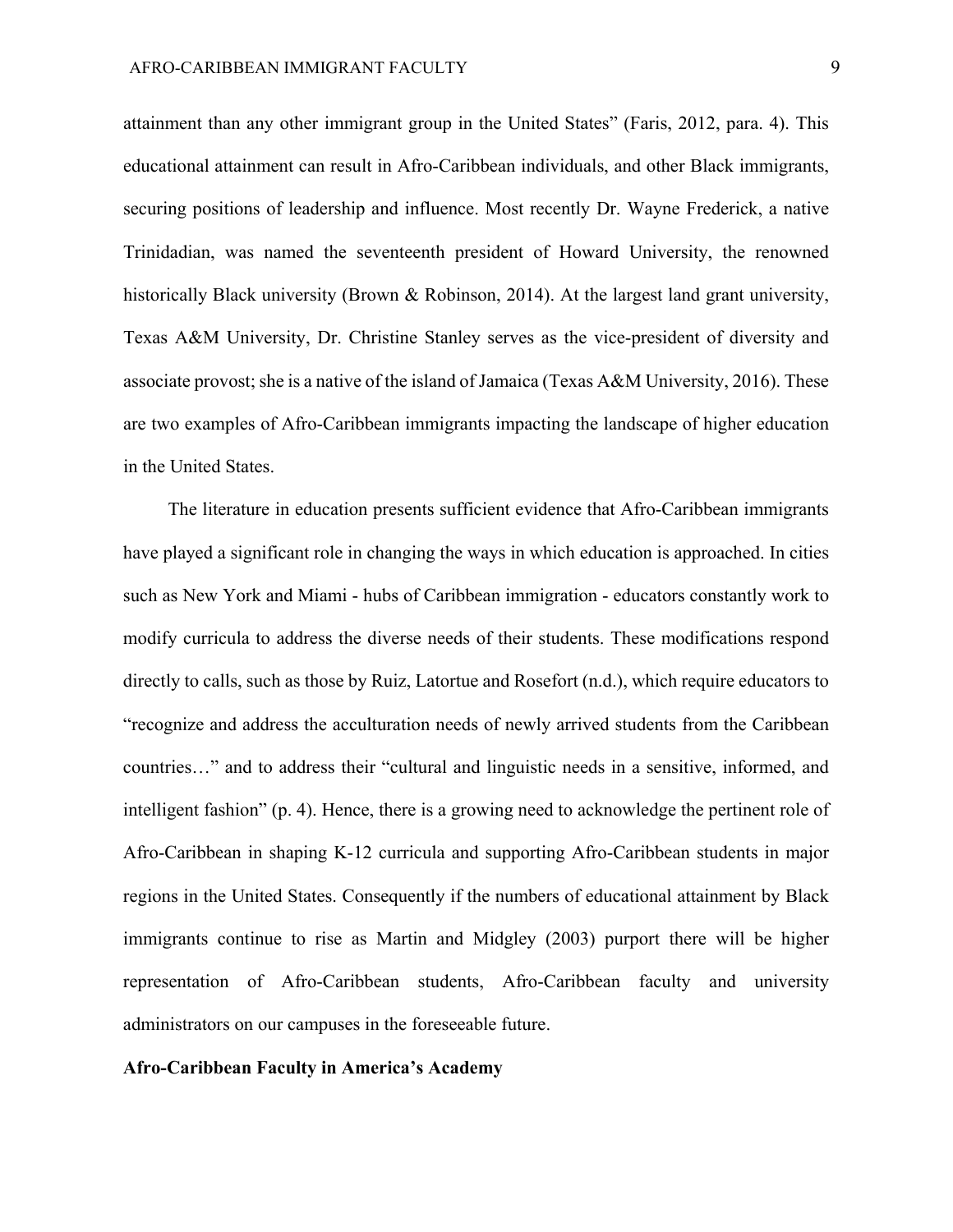attainment than any other immigrant group in the United States" (Faris, 2012, para. 4). This educational attainment can result in Afro-Caribbean individuals, and other Black immigrants, securing positions of leadership and influence. Most recently Dr. Wayne Frederick, a native Trinidadian, was named the seventeenth president of Howard University, the renowned historically Black university (Brown & Robinson, 2014). At the largest land grant university, Texas A&M University, Dr. Christine Stanley serves as the vice-president of diversity and associate provost; she is a native of the island of Jamaica (Texas A&M University, 2016). These are two examples of Afro-Caribbean immigrants impacting the landscape of higher education in the United States.

The literature in education presents sufficient evidence that Afro-Caribbean immigrants have played a significant role in changing the ways in which education is approached. In cities such as New York and Miami - hubs of Caribbean immigration - educators constantly work to modify curricula to address the diverse needs of their students. These modifications respond directly to calls, such as those by Ruiz, Latortue and Rosefort (n.d.), which require educators to "recognize and address the acculturation needs of newly arrived students from the Caribbean countries…" and to address their "cultural and linguistic needs in a sensitive, informed, and intelligent fashion" (p. 4). Hence, there is a growing need to acknowledge the pertinent role of Afro-Caribbean in shaping K-12 curricula and supporting Afro-Caribbean students in major regions in the United States. Consequently if the numbers of educational attainment by Black immigrants continue to rise as Martin and Midgley (2003) purport there will be higher representation of Afro-Caribbean students, Afro-Caribbean faculty and university administrators on our campuses in the foreseeable future.

**Afro-Caribbean Faculty in America's Academy**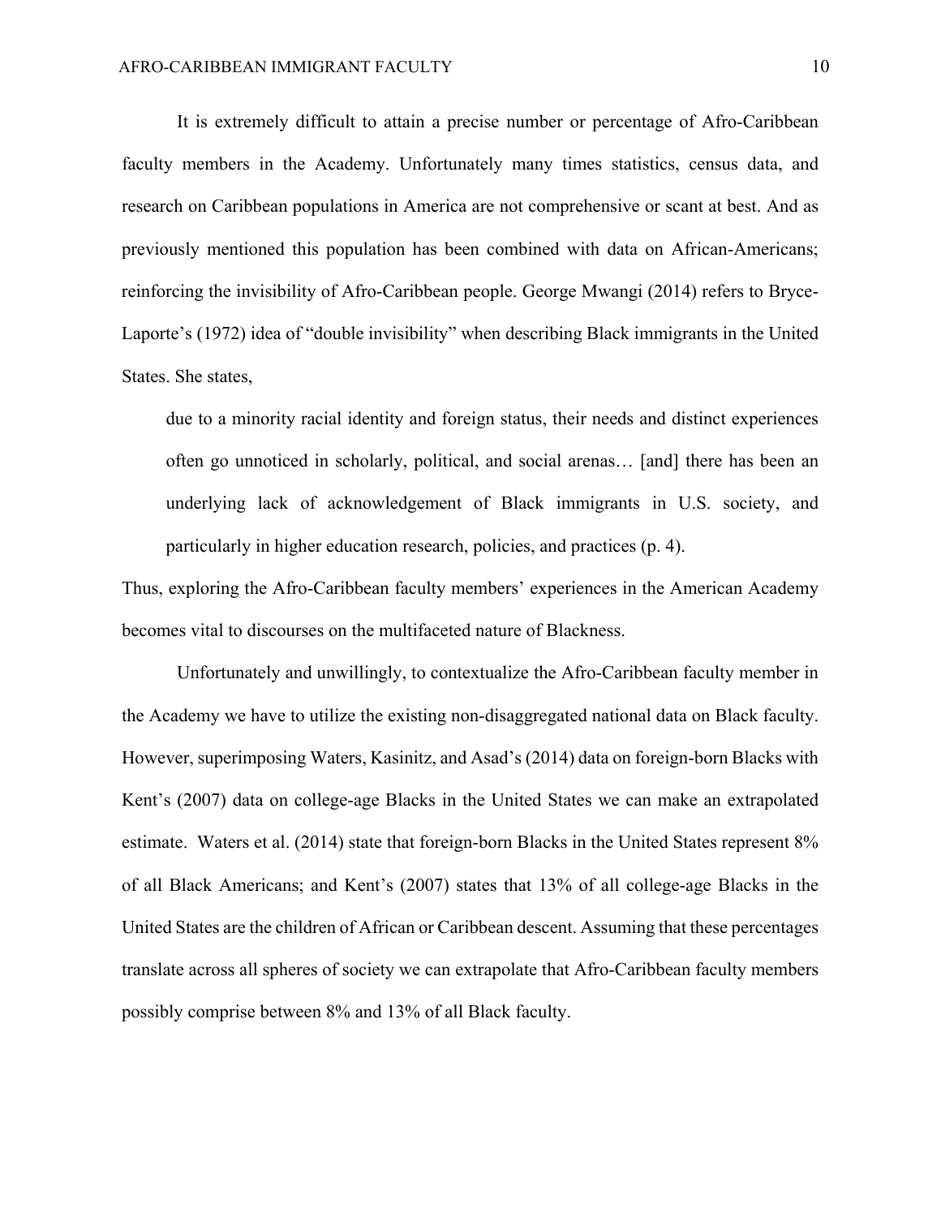It is extremely difficult to attain a precise number or percentage of Afro-Caribbean faculty members in the Academy. Unfortunately many times statistics, census data, and research on Caribbean populations in America are not comprehensive or scant at best. And as previously mentioned this population has been combined with data on African-Americans; reinforcing the invisibility of Afro-Caribbean people. George Mwangi (2014) refers to Bryce-Laporte's (1972) idea of "double invisibility" when describing Black immigrants in the United States. She states,

> due to a minority racial identity and foreign status, their needs and distinct experiences often go unnoticed in scholarly, political, and social arenas… [and] there has been an underlying lack of acknowledgement of Black immigrants in U.S. society, and particularly in higher education research, policies, and practices (p. 4).

Thus, exploring the Afro-Caribbean faculty members' experiences in the American Academy becomes vital to discourses on the multifaceted nature of Blackness.

Unfortunately and unwillingly, to contextualize the Afro-Caribbean faculty member in the Academy we have to utilize the existing non-disaggregated national data on Black faculty. However, superimposing Waters, Kasinitz, and Asad's (2014) data on foreign-born Blacks with Kent's (2007) data on college-age Blacks in the United States we can make an extrapolated estimate. Waters et al. (2014) state that foreign-born Blacks in the United States represent 8% of all Black Americans; and Kent's (2007) states that 13% of all college-age Blacks in the United States are the children of African or Caribbean descent. Assuming that these percentages translate across all spheres of society we can extrapolate that Afro-Caribbean faculty members possibly comprise between 8% and 13% of all Black faculty.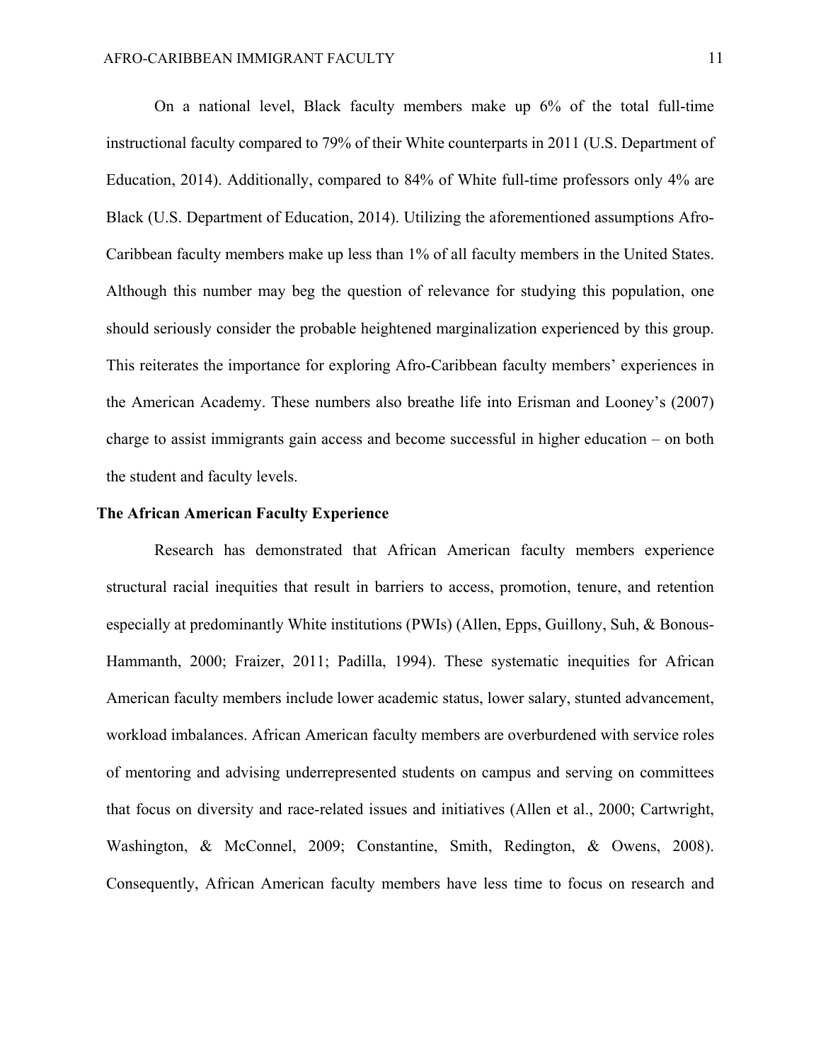On a national level, Black faculty members make up 6% of the total full-time instructional faculty compared to 79% of their White counterparts in 2011 (U.S. Department of Education, 2014). Additionally, compared to 84% of White full-time professors only 4% are Black (U.S. Department of Education, 2014). Utilizing the aforementioned assumptions Afro-Caribbean faculty members make up less than 1% of all faculty members in the United States. Although this number may beg the question of relevance for studying this population, one should seriously consider the probable heightened marginalization experienced by this group. This reiterates the importance for exploring Afro-Caribbean faculty members' experiences in the American Academy. These numbers also breathe life into Erisman and Looney's (2007) charge to assist immigrants gain access and become successful in higher education – on both the student and faculty levels.

## The African American Faculty Experience

Research has demonstrated that African American faculty members experience structural racial inequities that result in barriers to access, promotion, tenure, and retention especially at predominantly White institutions (PWIs) (Allen, Epps, Guillony, Suh, & Bonous-Hammanth, 2000; Fraizer, 2011; Padilla, 1994). These systematic inequities for African American faculty members include lower academic status, lower salary, stunted advancement, workload imbalances. African American faculty members are overburdened with service roles of mentoring and advising underrepresented students on campus and serving on committees that focus on diversity and race-related issues and initiatives (Allen et al., 2000; Cartwright, Washington, & McConnel, 2009; Constantine, Smith, Redington, & Owens, 2008). Consequently, African American faculty members have less time to focus on research and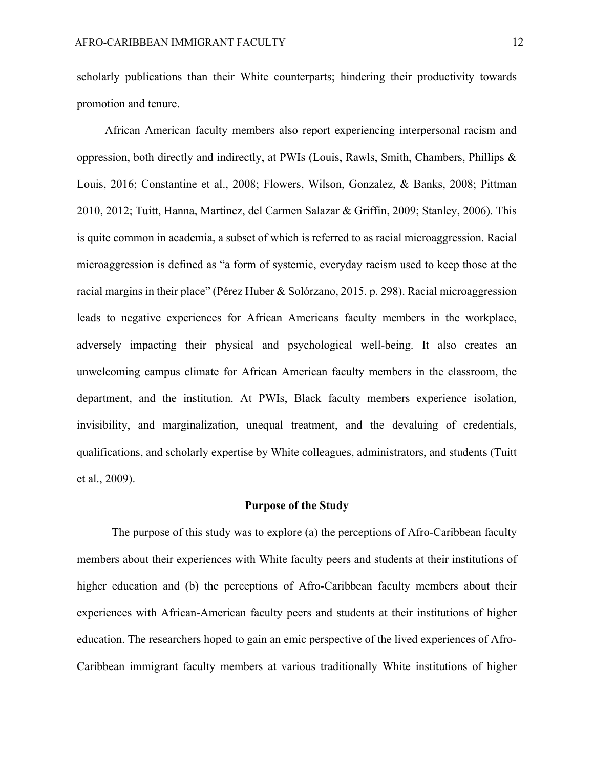scholarly publications than their White counterparts; hindering their productivity towards promotion and tenure.

African American faculty members also report experiencing interpersonal racism and oppression, both directly and indirectly, at PWIs (Louis, Rawls, Smith, Chambers, Phillips & Louis, 2016; Constantine et al., 2008; Flowers, Wilson, Gonzalez, & Banks, 2008; Pittman 2010, 2012; Tuitt, Hanna, Martinez, del Carmen Salazar & Griffin, 2009; Stanley, 2006). This is quite common in academia, a subset of which is referred to as racial microaggression. Racial microaggression is defined as "a form of systemic, everyday racism used to keep those at the racial margins in their place" (Pérez Huber & Solórzano, 2015. p. 298). Racial microaggression leads to negative experiences for African Americans faculty members in the workplace, adversely impacting their physical and psychological well-being. It also creates an unwelcoming campus climate for African American faculty members in the classroom, the department, and the institution. At PWIs, Black faculty members experience isolation, invisibility, and marginalization, unequal treatment, and the devaluing of credentials, qualifications, and scholarly expertise by White colleagues, administrators, and students (Tuitt et al., 2009).

## Purpose of the Study

The purpose of this study was to explore (a) the perceptions of Afro-Caribbean faculty members about their experiences with White faculty peers and students at their institutions of higher education and (b) the perceptions of Afro-Caribbean faculty members about their experiences with African-American faculty peers and students at their institutions of higher education. The researchers hoped to gain an emic perspective of the lived experiences of Afro-Caribbean immigrant faculty members at various traditionally White institutions of higher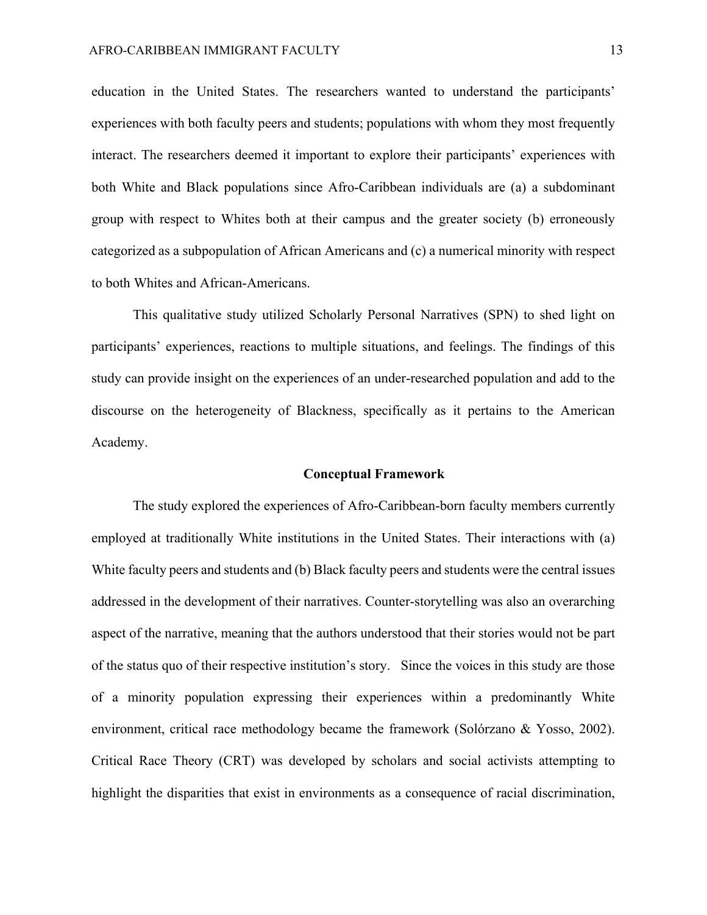education in the United States. The researchers wanted to understand the participants' experiences with both faculty peers and students; populations with whom they most frequently interact. The researchers deemed it important to explore their participants' experiences with both White and Black populations since Afro-Caribbean individuals are (a) a subdominant group with respect to Whites both at their campus and the greater society (b) erroneously categorized as a subpopulation of African Americans and (c) a numerical minority with respect to both Whites and African-Americans.

This qualitative study utilized Scholarly Personal Narratives (SPN) to shed light on participants' experiences, reactions to multiple situations, and feelings. The findings of this study can provide insight on the experiences of an under-researched population and add to the discourse on the heterogeneity of Blackness, specifically as it pertains to the American Academy.

## Conceptual Framework

The study explored the experiences of Afro-Caribbean-born faculty members currently employed at traditionally White institutions in the United States. Their interactions with (a) White faculty peers and students and (b) Black faculty peers and students were the central issues addressed in the development of their narratives. Counter-storytelling was also an overarching aspect of the narrative, meaning that the authors understood that their stories would not be part of the status quo of their respective institution's story. Since the voices in this study are those of a minority population expressing their experiences within a predominantly White environment, critical race methodology became the framework (Solórzano & Yosso, 2002). Critical Race Theory (CRT) was developed by scholars and social activists attempting to highlight the disparities that exist in environments as a consequence of racial discrimination,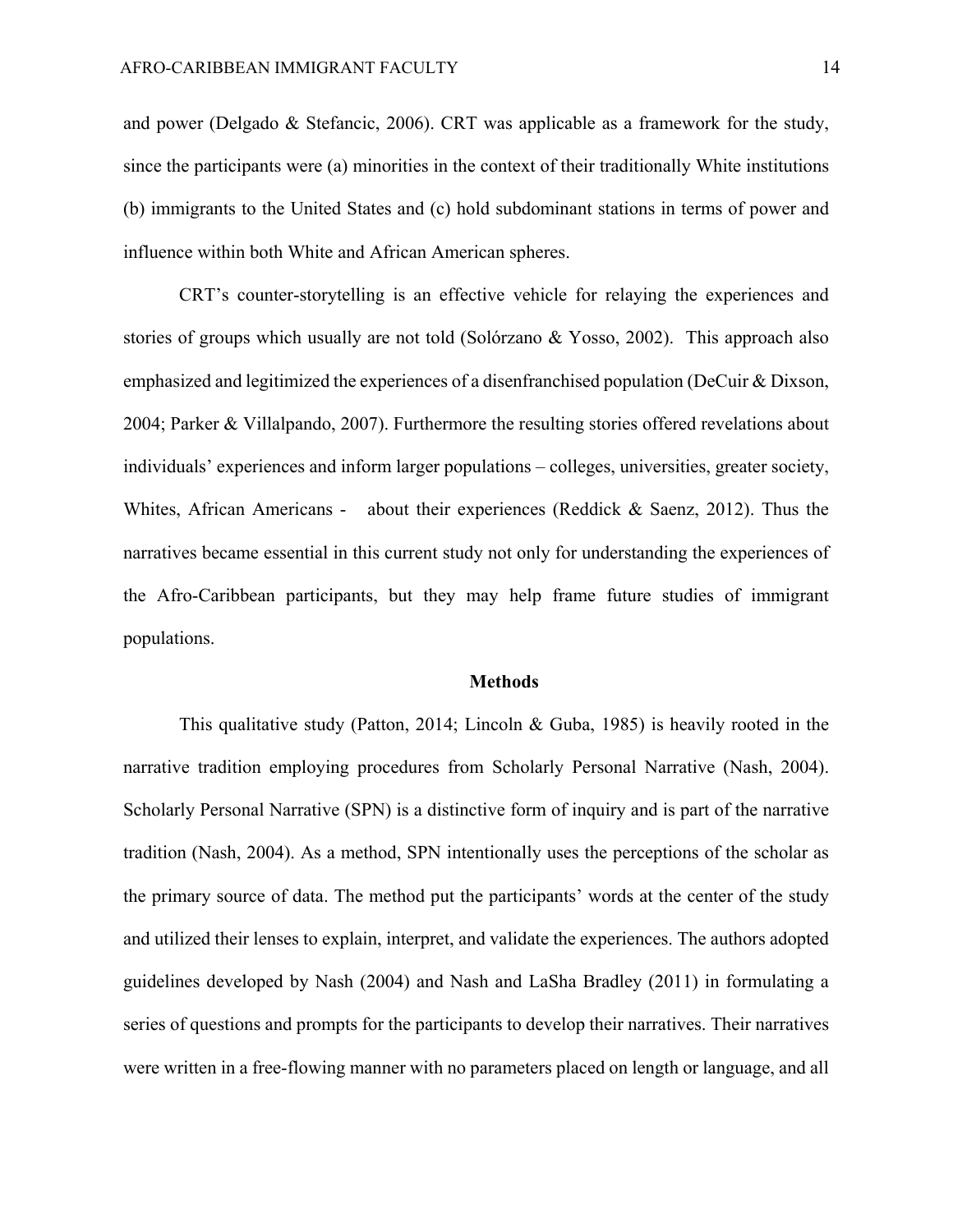and power (Delgado & Stefancic, 2006). CRT was applicable as a framework for the study, since the participants were (a) minorities in the context of their traditionally White institutions (b) immigrants to the United States and (c) hold subdominant stations in terms of power and influence within both White and African American spheres.

CRT's counter-storytelling is an effective vehicle for relaying the experiences and stories of groups which usually are not told (Solórzano & Yosso, 2002). This approach also emphasized and legitimized the experiences of a disenfranchised population (DeCuir & Dixson, 2004; Parker & Villalpando, 2007). Furthermore the resulting stories offered revelations about individuals' experiences and inform larger populations – colleges, universities, greater society, Whites, African Americans - about their experiences (Reddick & Saenz, 2012). Thus the narratives became essential in this current study not only for understanding the experiences of the Afro-Caribbean participants, but they may help frame future studies of immigrant populations.

## Methods

This qualitative study (Patton, 2014; Lincoln & Guba, 1985) is heavily rooted in the narrative tradition employing procedures from Scholarly Personal Narrative (Nash, 2004). Scholarly Personal Narrative (SPN) is a distinctive form of inquiry and is part of the narrative tradition (Nash, 2004). As a method, SPN intentionally uses the perceptions of the scholar as the primary source of data. The method put the participants' words at the center of the study and utilized their lenses to explain, interpret, and validate the experiences. The authors adopted guidelines developed by Nash (2004) and Nash and LaSha Bradley (2011) in formulating a series of questions and prompts for the participants to develop their narratives. Their narratives were written in a free-flowing manner with no parameters placed on length or language, and all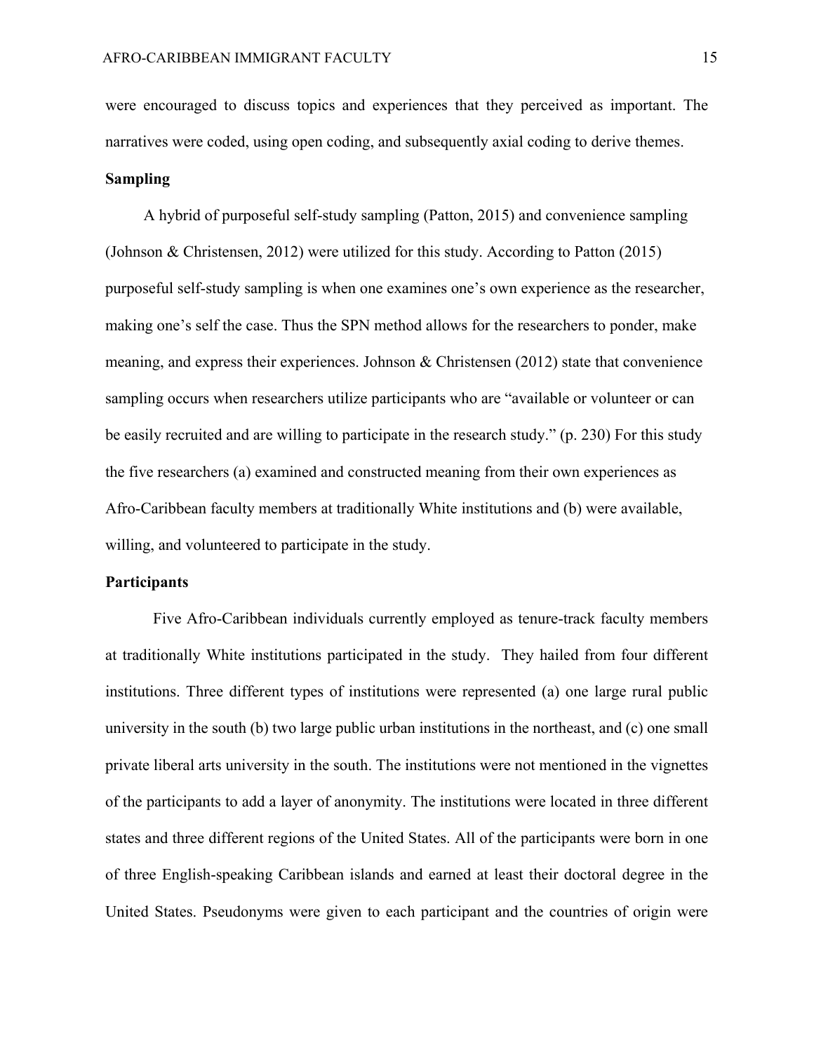were encouraged to discuss topics and experiences that they perceived as important. The narratives were coded, using open coding, and subsequently axial coding to derive themes.

**Sampling**

A hybrid of purposeful self-study sampling (Patton, 2015) and convenience sampling (Johnson & Christensen, 2012) were utilized for this study. According to Patton (2015) purposeful self-study sampling is when one examines one's own experience as the researcher, making one's self the case. Thus the SPN method allows for the researchers to ponder, make meaning, and express their experiences. Johnson & Christensen (2012) state that convenience sampling occurs when researchers utilize participants who are "available or volunteer or can be easily recruited and are willing to participate in the research study." (p. 230) For this study the five researchers (a) examined and constructed meaning from their own experiences as Afro-Caribbean faculty members at traditionally White institutions and (b) were available, willing, and volunteered to participate in the study.

**Participants**

Five Afro-Caribbean individuals currently employed as tenure-track faculty members at traditionally White institutions participated in the study. They hailed from four different institutions. Three different types of institutions were represented (a) one large rural public university in the south (b) two large public urban institutions in the northeast, and (c) one small private liberal arts university in the south. The institutions were not mentioned in the vignettes of the participants to add a layer of anonymity. The institutions were located in three different states and three different regions of the United States. All of the participants were born in one of three English-speaking Caribbean islands and earned at least their doctoral degree in the United States. Pseudonyms were given to each participant and the countries of origin were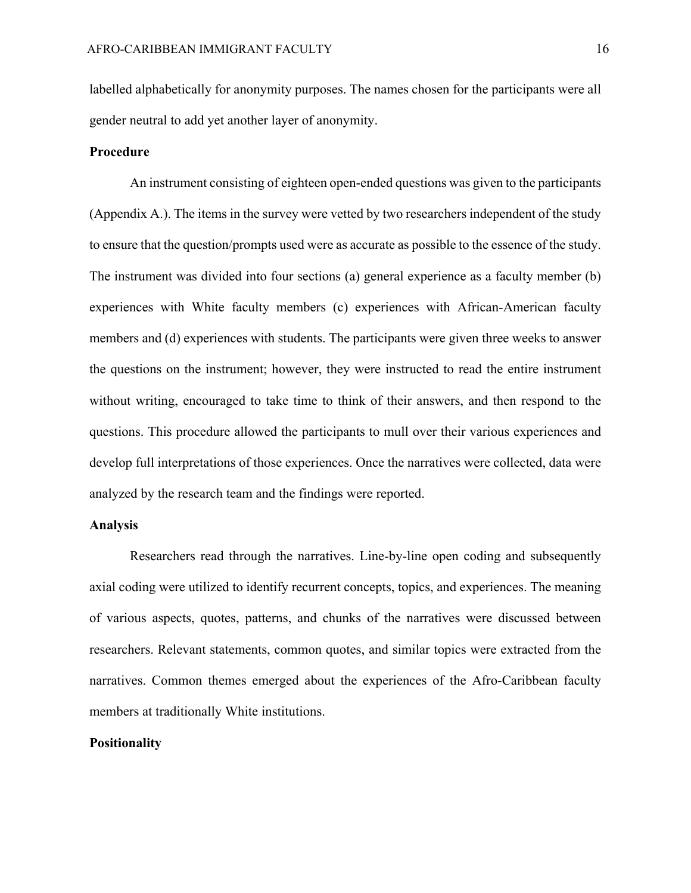labelled alphabetically for anonymity purposes. The names chosen for the participants were all gender neutral to add yet another layer of anonymity.

**Procedure**

An instrument consisting of eighteen open-ended questions was given to the participants (Appendix A.). The items in the survey were vetted by two researchers independent of the study to ensure that the question/prompts used were as accurate as possible to the essence of the study. The instrument was divided into four sections (a) general experience as a faculty member (b) experiences with White faculty members (c) experiences with African-American faculty members and (d) experiences with students. The participants were given three weeks to answer the questions on the instrument; however, they were instructed to read the entire instrument without writing, encouraged to take time to think of their answers, and then respond to the questions. This procedure allowed the participants to mull over their various experiences and develop full interpretations of those experiences. Once the narratives were collected, data were analyzed by the research team and the findings were reported.

**Analysis**

Researchers read through the narratives. Line-by-line open coding and subsequently axial coding were utilized to identify recurrent concepts, topics, and experiences. The meaning of various aspects, quotes, patterns, and chunks of the narratives were discussed between researchers. Relevant statements, common quotes, and similar topics were extracted from the narratives. Common themes emerged about the experiences of the Afro-Caribbean faculty members at traditionally White institutions.

**Positionality**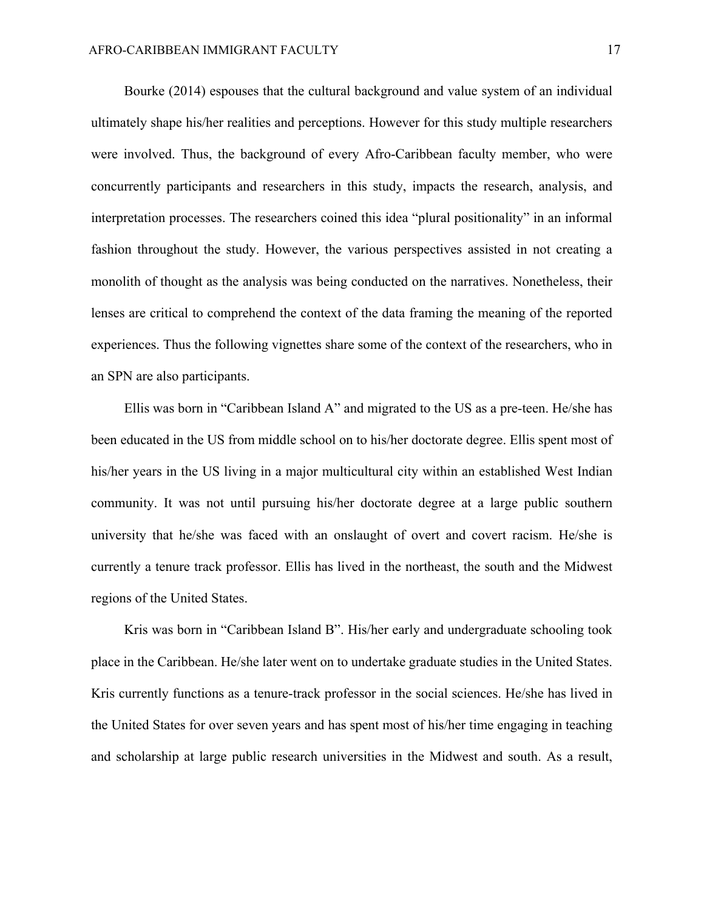Bourke (2014) espouses that the cultural background and value system of an individual ultimately shape his/her realities and perceptions. However for this study multiple researchers were involved. Thus, the background of every Afro-Caribbean faculty member, who were concurrently participants and researchers in this study, impacts the research, analysis, and interpretation processes. The researchers coined this idea "plural positionality" in an informal fashion throughout the study. However, the various perspectives assisted in not creating a monolith of thought as the analysis was being conducted on the narratives. Nonetheless, their lenses are critical to comprehend the context of the data framing the meaning of the reported experiences. Thus the following vignettes share some of the context of the researchers, who in an SPN are also participants.

Ellis was born in "Caribbean Island A" and migrated to the US as a pre-teen. He/she has been educated in the US from middle school on to his/her doctorate degree. Ellis spent most of his/her years in the US living in a major multicultural city within an established West Indian community. It was not until pursuing his/her doctorate degree at a large public southern university that he/she was faced with an onslaught of overt and covert racism. He/she is currently a tenure track professor. Ellis has lived in the northeast, the south and the Midwest regions of the United States.

Kris was born in "Caribbean Island B". His/her early and undergraduate schooling took place in the Caribbean. He/she later went on to undertake graduate studies in the United States. Kris currently functions as a tenure-track professor in the social sciences. He/she has lived in the United States for over seven years and has spent most of his/her time engaging in teaching and scholarship at large public research universities in the Midwest and south. As a result,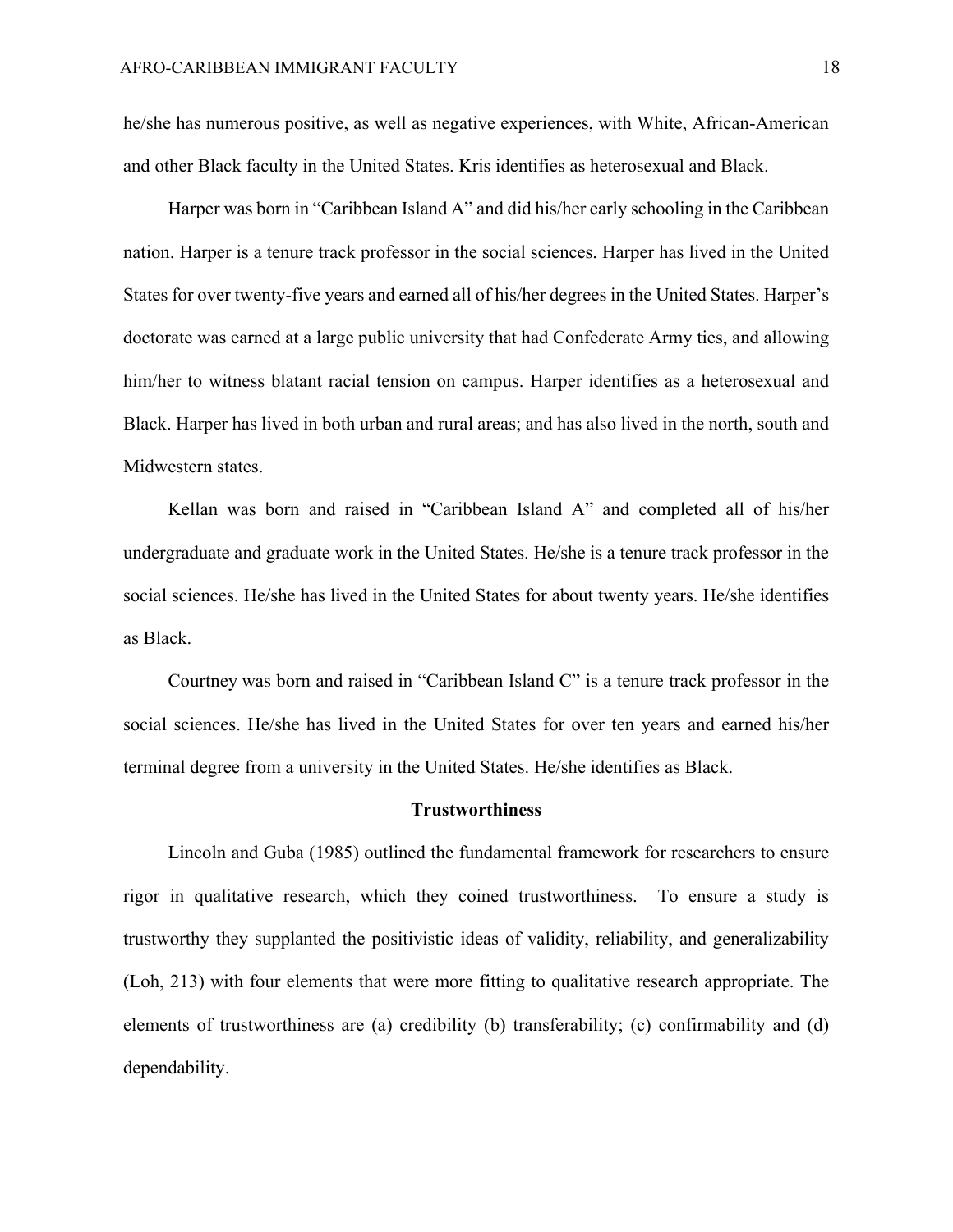he/she has numerous positive, as well as negative experiences, with White, African-American and other Black faculty in the United States. Kris identifies as heterosexual and Black.

Harper was born in "Caribbean Island A" and did his/her early schooling in the Caribbean nation. Harper is a tenure track professor in the social sciences. Harper has lived in the United States for over twenty-five years and earned all of his/her degrees in the United States. Harper's doctorate was earned at a large public university that had Confederate Army ties, and allowing him/her to witness blatant racial tension on campus. Harper identifies as a heterosexual and Black. Harper has lived in both urban and rural areas; and has also lived in the north, south and Midwestern states.

Kellan was born and raised in "Caribbean Island A" and completed all of his/her undergraduate and graduate work in the United States. He/she is a tenure track professor in the social sciences. He/she has lived in the United States for about twenty years. He/she identifies as Black.

Courtney was born and raised in "Caribbean Island C" is a tenure track professor in the social sciences. He/she has lived in the United States for over ten years and earned his/her terminal degree from a university in the United States. He/she identifies as Black.

## Trustworthiness

Lincoln and Guba (1985) outlined the fundamental framework for researchers to ensure rigor in qualitative research, which they coined trustworthiness. To ensure a study is trustworthy they supplanted the positivistic ideas of validity, reliability, and generalizability (Loh, 213) with four elements that were more fitting to qualitative research appropriate. The elements of trustworthiness are (a) credibility (b) transferability; (c) confirmability and (d) dependability.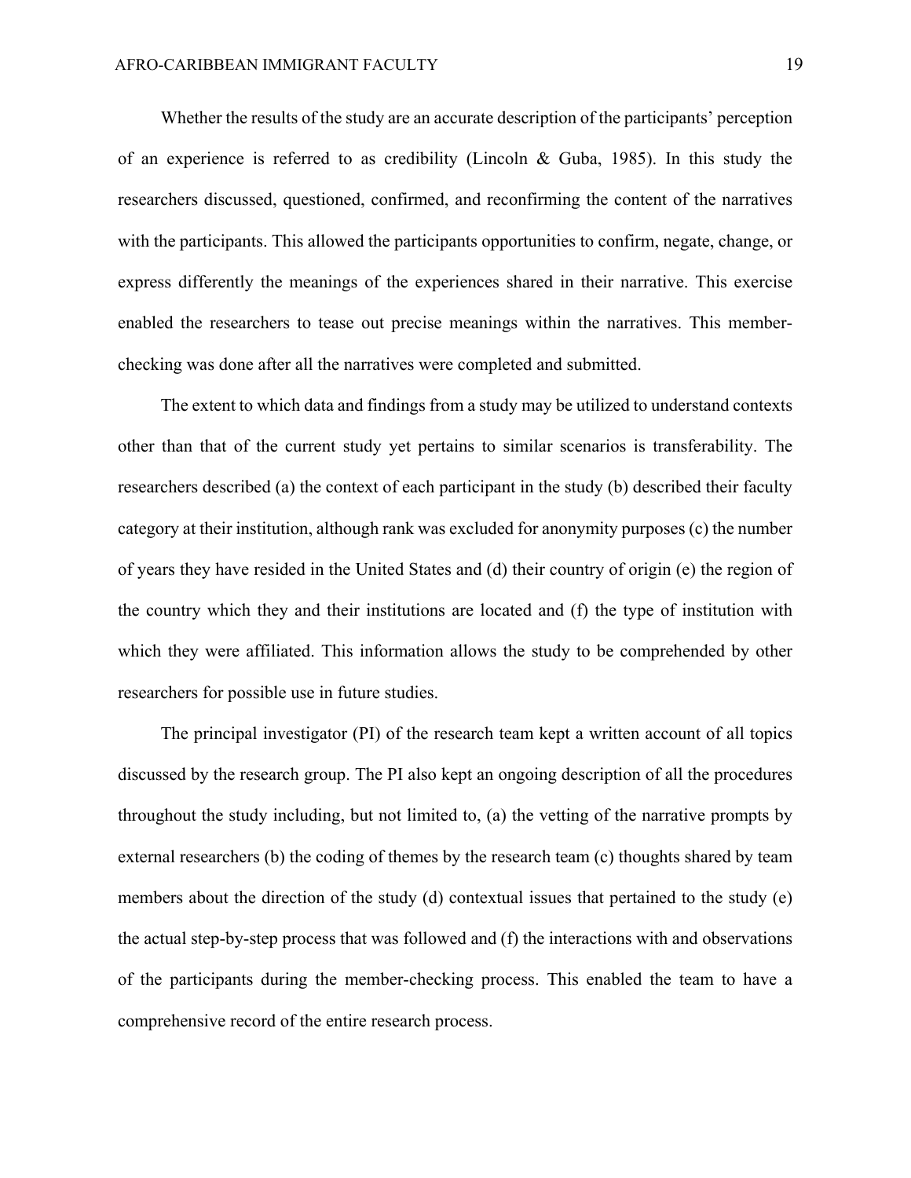Whether the results of the study are an accurate description of the participants' perception of an experience is referred to as credibility (Lincoln & Guba, 1985). In this study the researchers discussed, questioned, confirmed, and reconfirming the content of the narratives with the participants. This allowed the participants opportunities to confirm, negate, change, or express differently the meanings of the experiences shared in their narrative. This exercise enabled the researchers to tease out precise meanings within the narratives. This member-checking was done after all the narratives were completed and submitted.

The extent to which data and findings from a study may be utilized to understand contexts other than that of the current study yet pertains to similar scenarios is transferability. The researchers described (a) the context of each participant in the study (b) described their faculty category at their institution, although rank was excluded for anonymity purposes (c) the number of years they have resided in the United States and (d) their country of origin (e) the region of the country which they and their institutions are located and (f) the type of institution with which they were affiliated. This information allows the study to be comprehended by other researchers for possible use in future studies.

The principal investigator (PI) of the research team kept a written account of all topics discussed by the research group. The PI also kept an ongoing description of all the procedures throughout the study including, but not limited to, (a) the vetting of the narrative prompts by external researchers (b) the coding of themes by the research team (c) thoughts shared by team members about the direction of the study (d) contextual issues that pertained to the study (e) the actual step-by-step process that was followed and (f) the interactions with and observations of the participants during the member-checking process. This enabled the team to have a comprehensive record of the entire research process.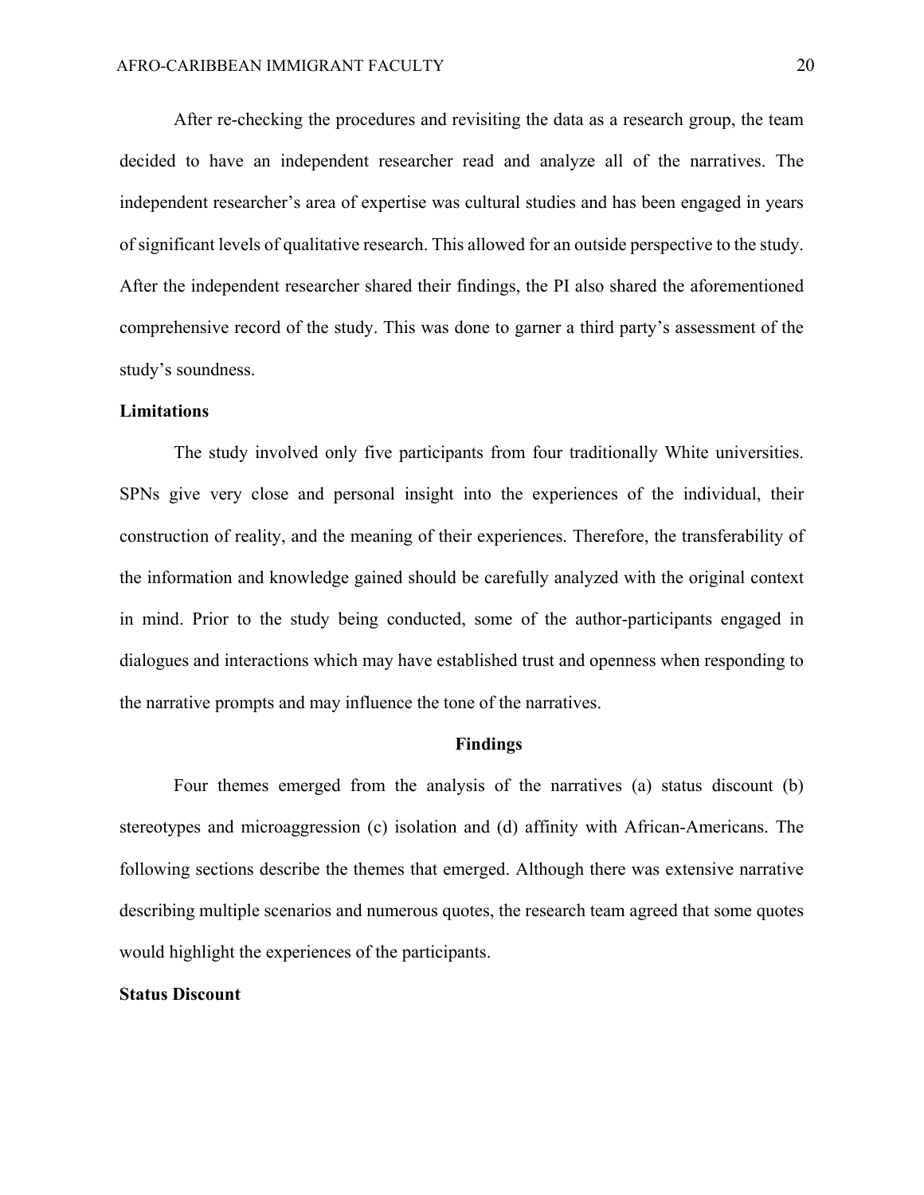After re-checking the procedures and revisiting the data as a research group, the team decided to have an independent researcher read and analyze all of the narratives. The independent researcher's area of expertise was cultural studies and has been engaged in years of significant levels of qualitative research. This allowed for an outside perspective to the study. After the independent researcher shared their findings, the PI also shared the aforementioned comprehensive record of the study. This was done to garner a third party's assessment of the study's soundness.

### Limitations

The study involved only five participants from four traditionally White universities. SPNs give very close and personal insight into the experiences of the individual, their construction of reality, and the meaning of their experiences. Therefore, the transferability of the information and knowledge gained should be carefully analyzed with the original context in mind. Prior to the study being conducted, some of the author-participants engaged in dialogues and interactions which may have established trust and openness when responding to the narrative prompts and may influence the tone of the narratives.

## Findings

Four themes emerged from the analysis of the narratives (a) status discount (b) stereotypes and microaggression (c) isolation and (d) affinity with African-Americans. The following sections describe the themes that emerged. Although there was extensive narrative describing multiple scenarios and numerous quotes, the research team agreed that some quotes would highlight the experiences of the participants.

### Status Discount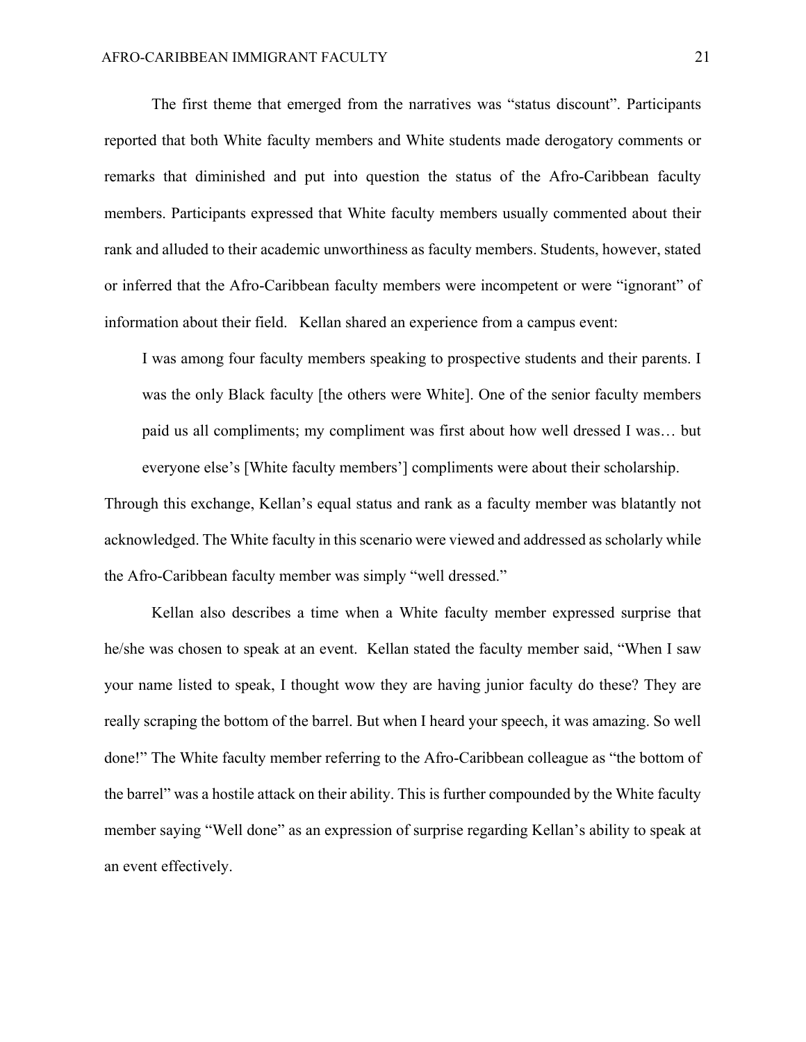The first theme that emerged from the narratives was “status discount”. Participants reported that both White faculty members and White students made derogatory comments or remarks that diminished and put into question the status of the Afro-Caribbean faculty members. Participants expressed that White faculty members usually commented about their rank and alluded to their academic unworthiness as faculty members. Students, however, stated or inferred that the Afro-Caribbean faculty members were incompetent or were “ignorant” of information about their field. Kellan shared an experience from a campus event:

> I was among four faculty members speaking to prospective students and their parents. I was the only Black faculty [the others were White]. One of the senior faculty members paid us all compliments; my compliment was first about how well dressed I was… but everyone else’s [White faculty members’] compliments were about their scholarship.

Through this exchange, Kellan’s equal status and rank as a faculty member was blatantly not acknowledged. The White faculty in this scenario were viewed and addressed as scholarly while the Afro-Caribbean faculty member was simply “well dressed.”

Kellan also describes a time when a White faculty member expressed surprise that he/she was chosen to speak at an event. Kellan stated the faculty member said, “When I saw your name listed to speak, I thought wow they are having junior faculty do these? They are really scraping the bottom of the barrel. But when I heard your speech, it was amazing. So well done!” The White faculty member referring to the Afro-Caribbean colleague as “the bottom of the barrel” was a hostile attack on their ability. This is further compounded by the White faculty member saying “Well done” as an expression of surprise regarding Kellan’s ability to speak at an event effectively.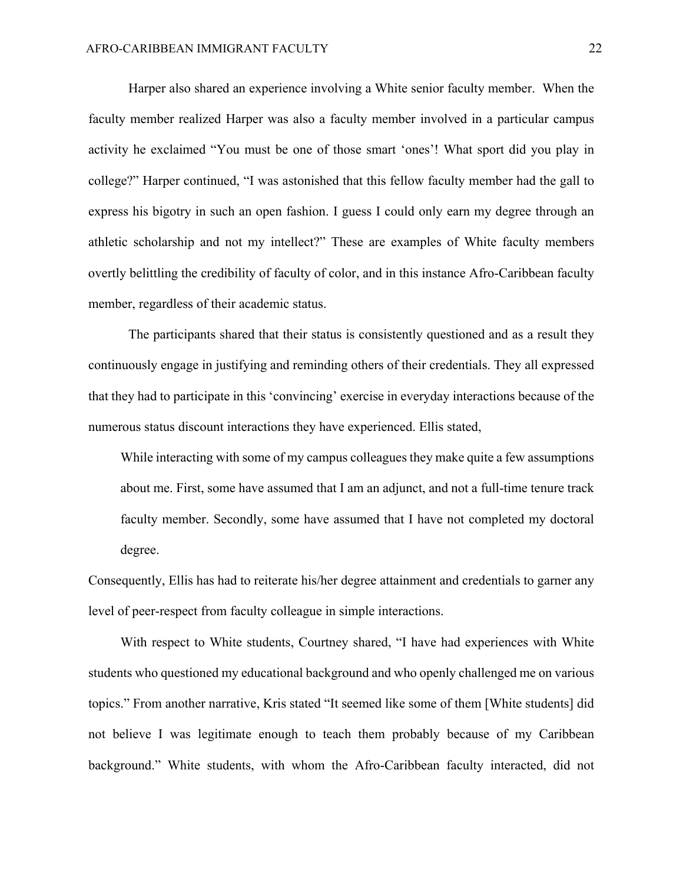Harper also shared an experience involving a White senior faculty member. When the faculty member realized Harper was also a faculty member involved in a particular campus activity he exclaimed “You must be one of those smart ‘ones’! What sport did you play in college?” Harper continued, “I was astonished that this fellow faculty member had the gall to express his bigotry in such an open fashion. I guess I could only earn my degree through an athletic scholarship and not my intellect?” These are examples of White faculty members overtly belittling the credibility of faculty of color, and in this instance Afro-Caribbean faculty member, regardless of their academic status.

The participants shared that their status is consistently questioned and as a result they continuously engage in justifying and reminding others of their credentials. They all expressed that they had to participate in this ‘convincing’ exercise in everyday interactions because of the numerous status discount interactions they have experienced. Ellis stated,

> While interacting with some of my campus colleagues they make quite a few assumptions about me. First, some have assumed that I am an adjunct, and not a full-time tenure track faculty member. Secondly, some have assumed that I have not completed my doctoral degree.

Consequently, Ellis has had to reiterate his/her degree attainment and credentials to garner any level of peer-respect from faculty colleague in simple interactions.

With respect to White students, Courtney shared, “I have had experiences with White students who questioned my educational background and who openly challenged me on various topics.” From another narrative, Kris stated “It seemed like some of them [White students] did not believe I was legitimate enough to teach them probably because of my Caribbean background.” White students, with whom the Afro-Caribbean faculty interacted, did not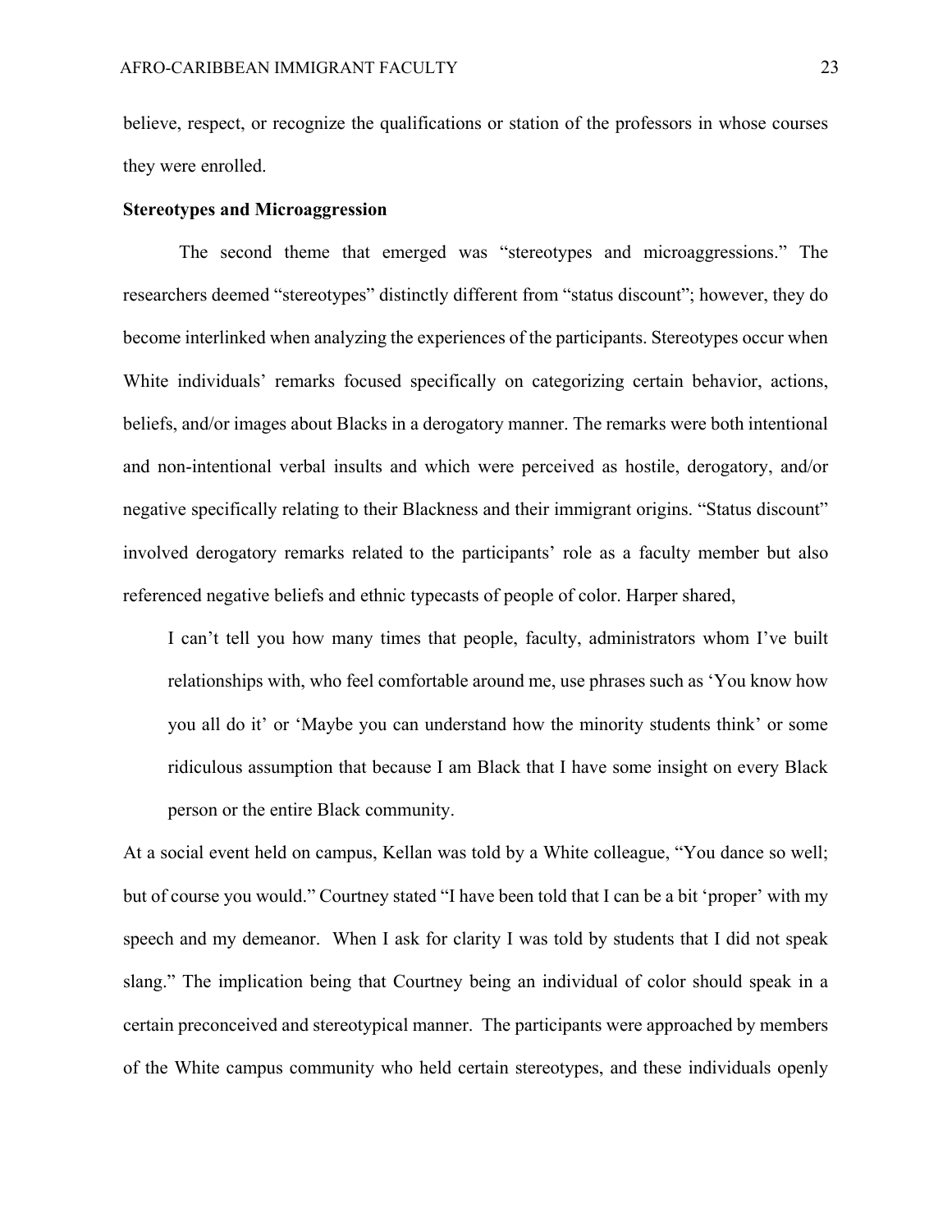believe, respect, or recognize the qualifications or station of the professors in whose courses they were enrolled.

### Stereotypes and Microaggression

The second theme that emerged was "stereotypes and microaggressions." The researchers deemed "stereotypes" distinctly different from "status discount"; however, they do become interlinked when analyzing the experiences of the participants. Stereotypes occur when White individuals' remarks focused specifically on categorizing certain behavior, actions, beliefs, and/or images about Blacks in a derogatory manner. The remarks were both intentional and non-intentional verbal insults and which were perceived as hostile, derogatory, and/or negative specifically relating to their Blackness and their immigrant origins. "Status discount" involved derogatory remarks related to the participants' role as a faculty member but also referenced negative beliefs and ethnic typecasts of people of color. Harper shared,

> I can't tell you how many times that people, faculty, administrators whom I've built relationships with, who feel comfortable around me, use phrases such as 'You know how you all do it' or 'Maybe you can understand how the minority students think' or some ridiculous assumption that because I am Black that I have some insight on every Black person or the entire Black community.

At a social event held on campus, Kellan was told by a White colleague, "You dance so well; but of course you would." Courtney stated "I have been told that I can be a bit 'proper' with my speech and my demeanor. When I ask for clarity I was told by students that I did not speak slang." The implication being that Courtney being an individual of color should speak in a certain preconceived and stereotypical manner. The participants were approached by members of the White campus community who held certain stereotypes, and these individuals openly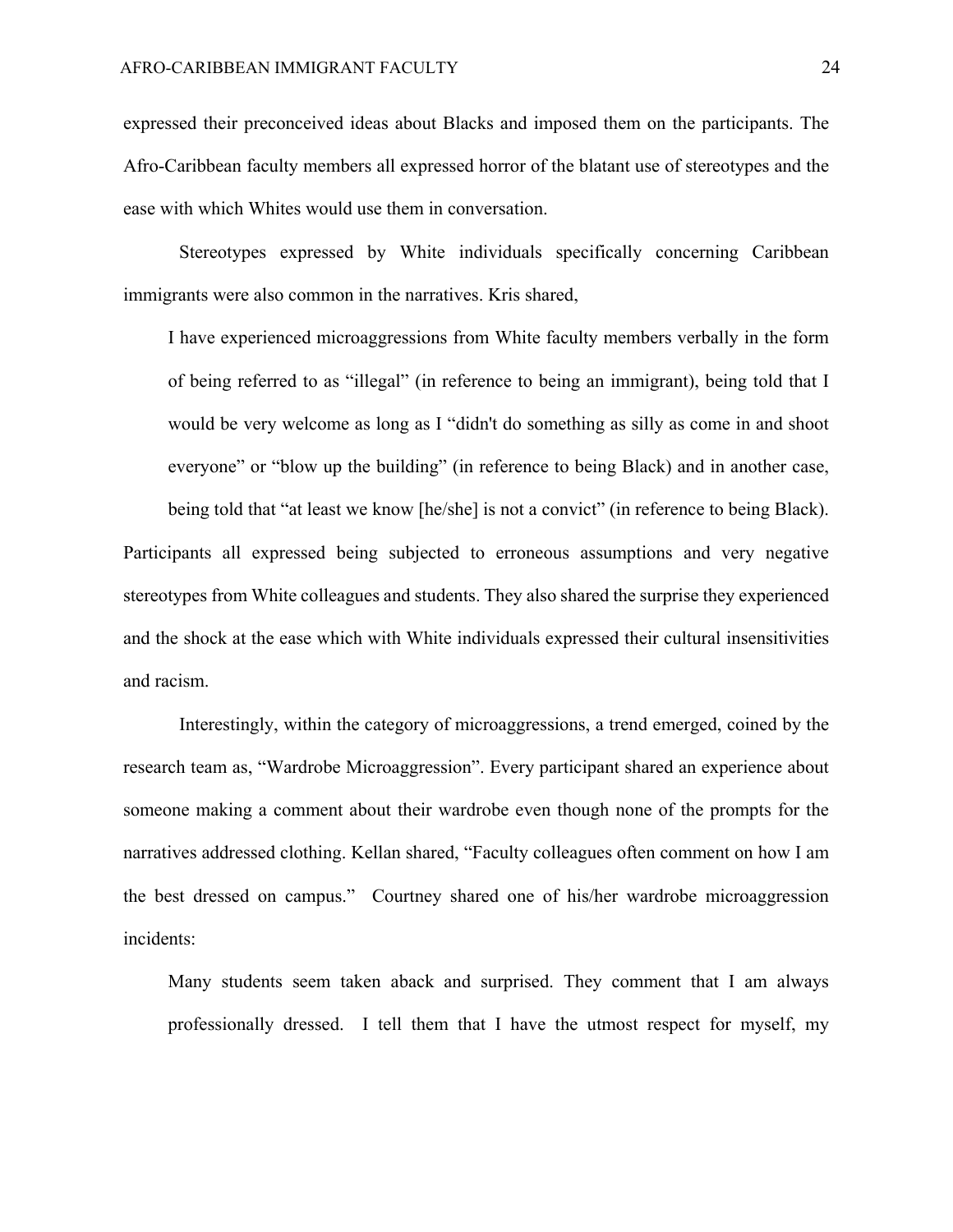expressed their preconceived ideas about Blacks and imposed them on the participants. The Afro-Caribbean faculty members all expressed horror of the blatant use of stereotypes and the ease with which Whites would use them in conversation.

Stereotypes expressed by White individuals specifically concerning Caribbean immigrants were also common in the narratives. Kris shared,

> I have experienced microaggressions from White faculty members verbally in the form of being referred to as "illegal" (in reference to being an immigrant), being told that I would be very welcome as long as I "didn't do something as silly as come in and shoot everyone" or "blow up the building" (in reference to being Black) and in another case, being told that "at least we know [he/she] is not a convict" (in reference to being Black).

Participants all expressed being subjected to erroneous assumptions and very negative stereotypes from White colleagues and students. They also shared the surprise they experienced and the shock at the ease which with White individuals expressed their cultural insensitivities and racism.

Interestingly, within the category of microaggressions, a trend emerged, coined by the research team as, "Wardrobe Microaggression". Every participant shared an experience about someone making a comment about their wardrobe even though none of the prompts for the narratives addressed clothing. Kellan shared, "Faculty colleagues often comment on how I am the best dressed on campus." Courtney shared one of his/her wardrobe microaggression incidents:

> Many students seem taken aback and surprised. They comment that I am always professionally dressed. I tell them that I have the utmost respect for myself, my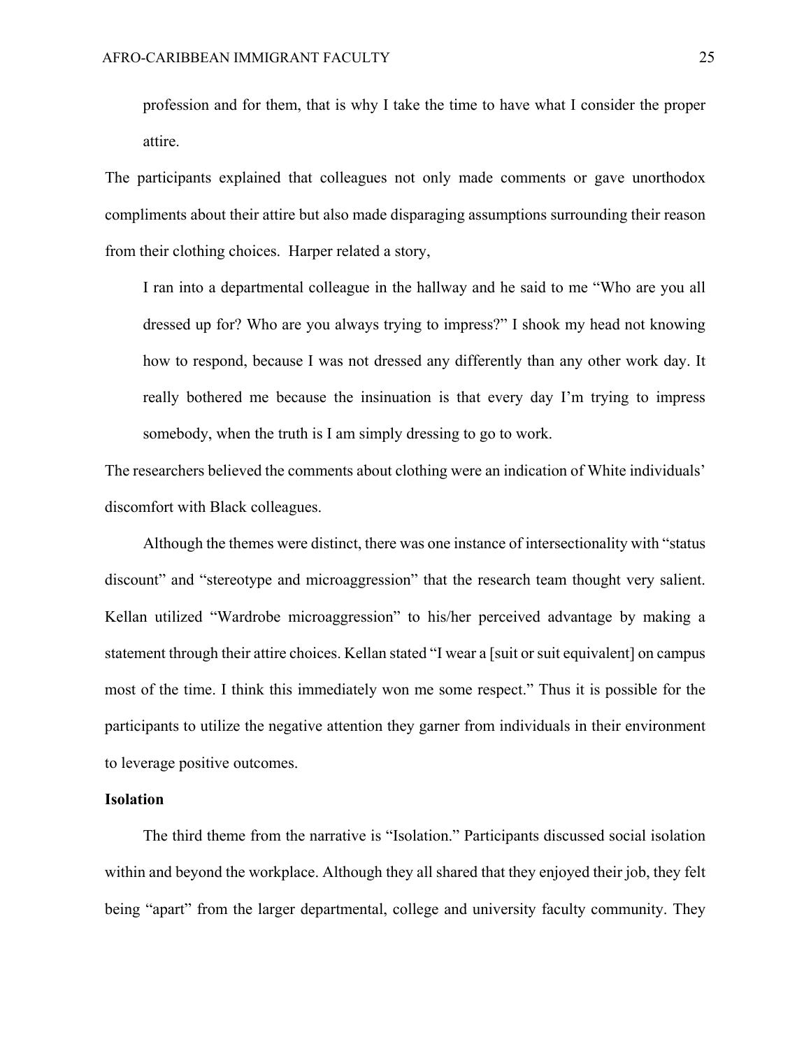> profession and for them, that is why I take the time to have what I consider the proper attire.

The participants explained that colleagues not only made comments or gave unorthodox compliments about their attire but also made disparaging assumptions surrounding their reason from their clothing choices. Harper related a story,

> I ran into a departmental colleague in the hallway and he said to me "Who are you all dressed up for? Who are you always trying to impress?" I shook my head not knowing how to respond, because I was not dressed any differently than any other work day. It really bothered me because the insinuation is that every day I'm trying to impress somebody, when the truth is I am simply dressing to go to work.

The researchers believed the comments about clothing were an indication of White individuals' discomfort with Black colleagues.

Although the themes were distinct, there was one instance of intersectionality with "status discount" and "stereotype and microaggression" that the research team thought very salient. Kellan utilized "Wardrobe microaggression" to his/her perceived advantage by making a statement through their attire choices. Kellan stated "I wear a [suit or suit equivalent] on campus most of the time. I think this immediately won me some respect." Thus it is possible for the participants to utilize the negative attention they garner from individuals in their environment to leverage positive outcomes.

**Isolation**

The third theme from the narrative is "Isolation." Participants discussed social isolation within and beyond the workplace. Although they all shared that they enjoyed their job, they felt being "apart" from the larger departmental, college and university faculty community. They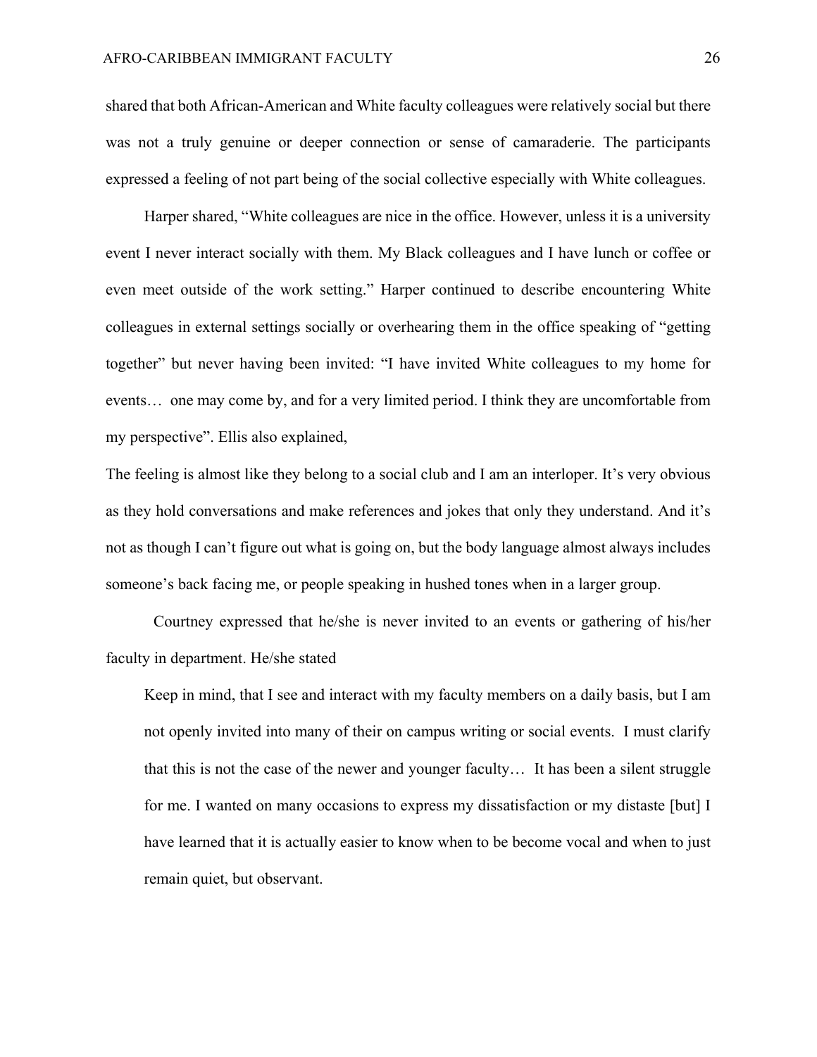shared that both African-American and White faculty colleagues were relatively social but there was not a truly genuine or deeper connection or sense of camaraderie. The participants expressed a feeling of not part being of the social collective especially with White colleagues.

Harper shared, "White colleagues are nice in the office. However, unless it is a university event I never interact socially with them. My Black colleagues and I have lunch or coffee or even meet outside of the work setting." Harper continued to describe encountering White colleagues in external settings socially or overhearing them in the office speaking of "getting together" but never having been invited: "I have invited White colleagues to my home for events… one may come by, and for a very limited period. I think they are uncomfortable from my perspective". Ellis also explained,

The feeling is almost like they belong to a social club and I am an interloper. It's very obvious as they hold conversations and make references and jokes that only they understand. And it's not as though I can't figure out what is going on, but the body language almost always includes someone's back facing me, or people speaking in hushed tones when in a larger group.

Courtney expressed that he/she is never invited to an events or gathering of his/her faculty in department. He/she stated

> Keep in mind, that I see and interact with my faculty members on a daily basis, but I am not openly invited into many of their on campus writing or social events. I must clarify that this is not the case of the newer and younger faculty… It has been a silent struggle for me. I wanted on many occasions to express my dissatisfaction or my distaste [but] I have learned that it is actually easier to know when to be become vocal and when to just remain quiet, but observant.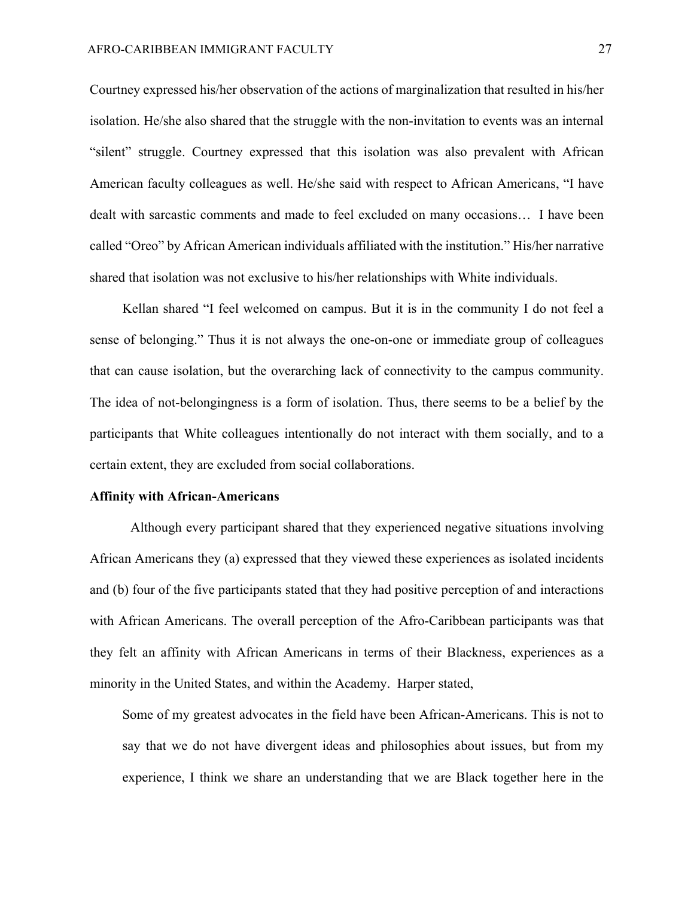Courtney expressed his/her observation of the actions of marginalization that resulted in his/her isolation. He/she also shared that the struggle with the non-invitation to events was an internal "silent" struggle. Courtney expressed that this isolation was also prevalent with African American faculty colleagues as well. He/she said with respect to African Americans, "I have dealt with sarcastic comments and made to feel excluded on many occasions… I have been called "Oreo" by African American individuals affiliated with the institution." His/her narrative shared that isolation was not exclusive to his/her relationships with White individuals.

Kellan shared "I feel welcomed on campus. But it is in the community I do not feel a sense of belonging." Thus it is not always the one-on-one or immediate group of colleagues that can cause isolation, but the overarching lack of connectivity to the campus community. The idea of not-belongingness is a form of isolation. Thus, there seems to be a belief by the participants that White colleagues intentionally do not interact with them socially, and to a certain extent, they are excluded from social collaborations.

**Affinity with African-Americans**

Although every participant shared that they experienced negative situations involving African Americans they (a) expressed that they viewed these experiences as isolated incidents and (b) four of the five participants stated that they had positive perception of and interactions with African Americans. The overall perception of the Afro-Caribbean participants was that they felt an affinity with African Americans in terms of their Blackness, experiences as a minority in the United States, and within the Academy. Harper stated,

> Some of my greatest advocates in the field have been African-Americans. This is not to say that we do not have divergent ideas and philosophies about issues, but from my experience, I think we share an understanding that we are Black together here in the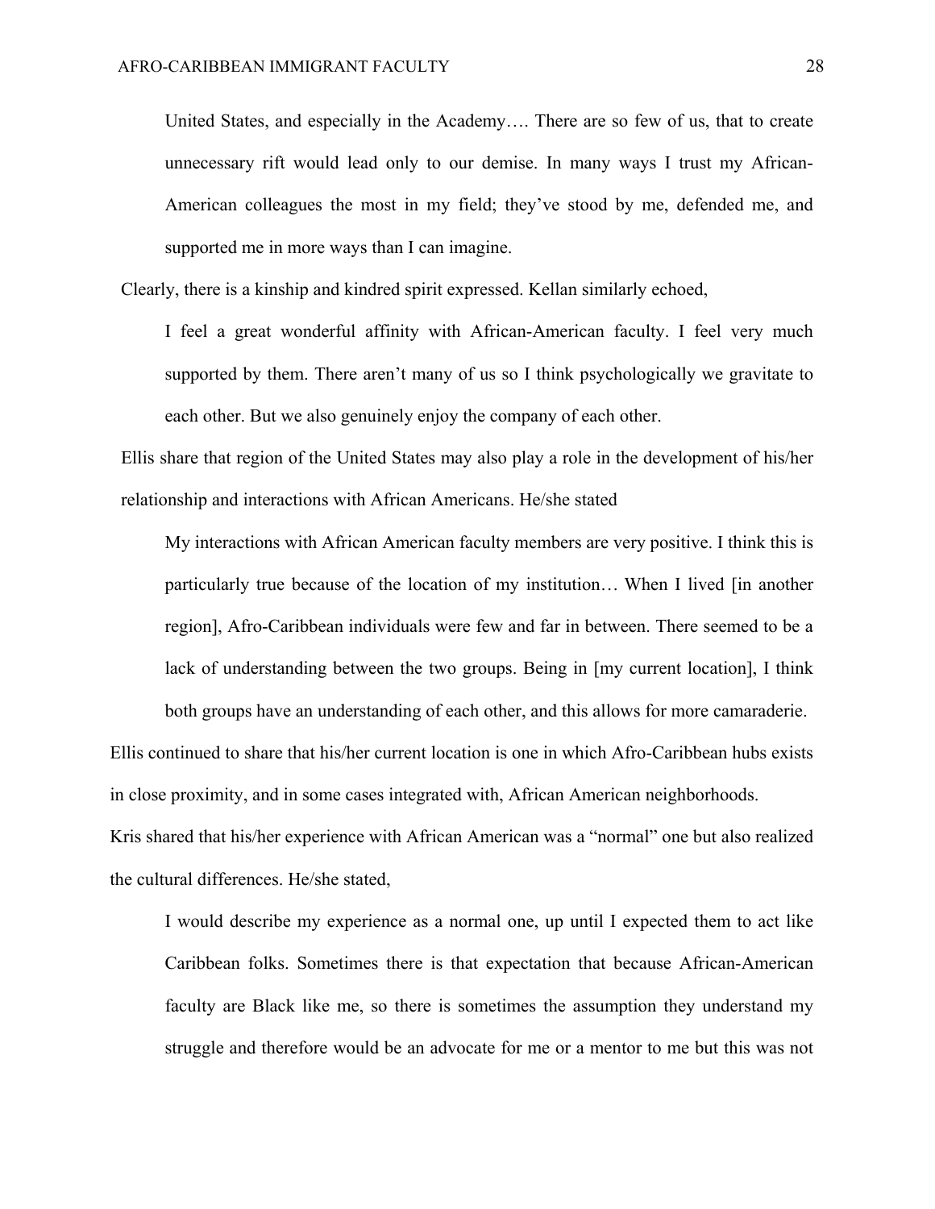> United States, and especially in the Academy…. There are so few of us, that to create unnecessary rift would lead only to our demise. In many ways I trust my African-American colleagues the most in my field; they've stood by me, defended me, and supported me in more ways than I can imagine.

Clearly, there is a kinship and kindred spirit expressed. Kellan similarly echoed,

> I feel a great wonderful affinity with African-American faculty. I feel very much supported by them. There aren't many of us so I think psychologically we gravitate to each other. But we also genuinely enjoy the company of each other.

Ellis share that region of the United States may also play a role in the development of his/her relationship and interactions with African Americans. He/she stated

> My interactions with African American faculty members are very positive. I think this is particularly true because of the location of my institution… When I lived [in another region], Afro-Caribbean individuals were few and far in between. There seemed to be a lack of understanding between the two groups. Being in [my current location], I think both groups have an understanding of each other, and this allows for more camaraderie.

Ellis continued to share that his/her current location is one in which Afro-Caribbean hubs exists in close proximity, and in some cases integrated with, African American neighborhoods.

Kris shared that his/her experience with African American was a "normal" one but also realized the cultural differences. He/she stated,

> I would describe my experience as a normal one, up until I expected them to act like Caribbean folks. Sometimes there is that expectation that because African-American faculty are Black like me, so there is sometimes the assumption they understand my struggle and therefore would be an advocate for me or a mentor to me but this was not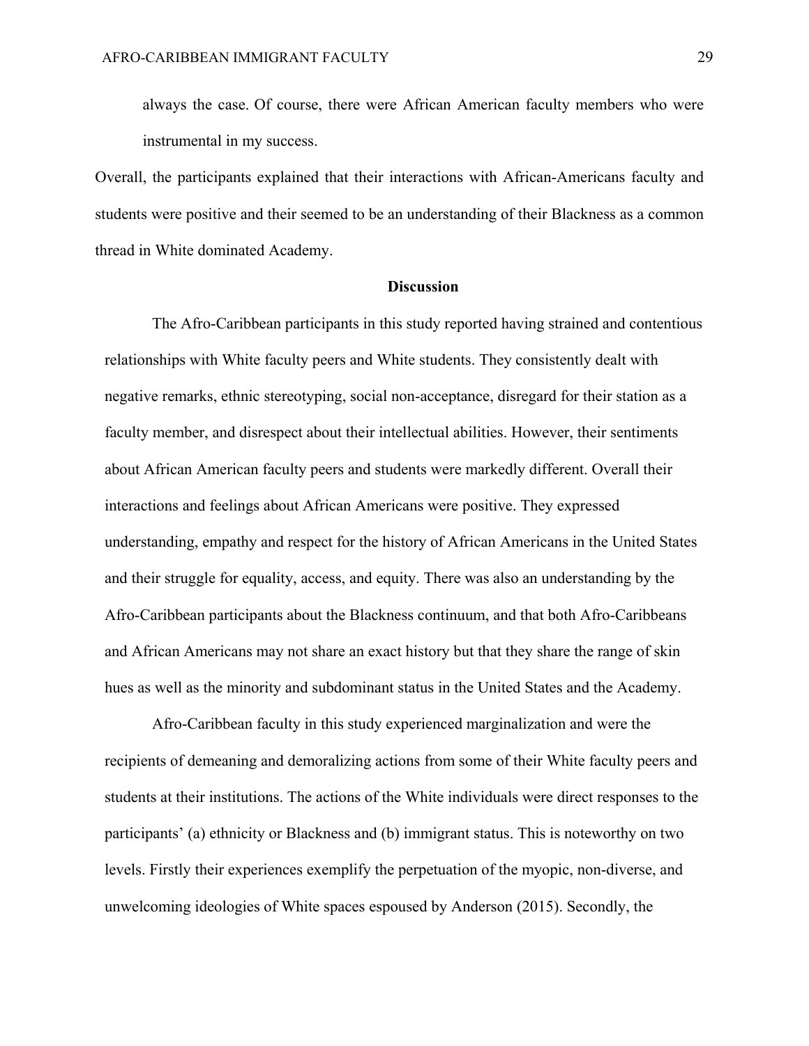> always the case. Of course, there were African American faculty members who were instrumental in my success.

Overall, the participants explained that their interactions with African-Americans faculty and students were positive and their seemed to be an understanding of their Blackness as a common thread in White dominated Academy.

## Discussion

The Afro-Caribbean participants in this study reported having strained and contentious relationships with White faculty peers and White students. They consistently dealt with negative remarks, ethnic stereotyping, social non-acceptance, disregard for their station as a faculty member, and disrespect about their intellectual abilities. However, their sentiments about African American faculty peers and students were markedly different. Overall their interactions and feelings about African Americans were positive. They expressed understanding, empathy and respect for the history of African Americans in the United States and their struggle for equality, access, and equity. There was also an understanding by the Afro-Caribbean participants about the Blackness continuum, and that both Afro-Caribbeans and African Americans may not share an exact history but that they share the range of skin hues as well as the minority and subdominant status in the United States and the Academy.

Afro-Caribbean faculty in this study experienced marginalization and were the recipients of demeaning and demoralizing actions from some of their White faculty peers and students at their institutions. The actions of the White individuals were direct responses to the participants' (a) ethnicity or Blackness and (b) immigrant status. This is noteworthy on two levels. Firstly their experiences exemplify the perpetuation of the myopic, non-diverse, and unwelcoming ideologies of White spaces espoused by Anderson (2015). Secondly, the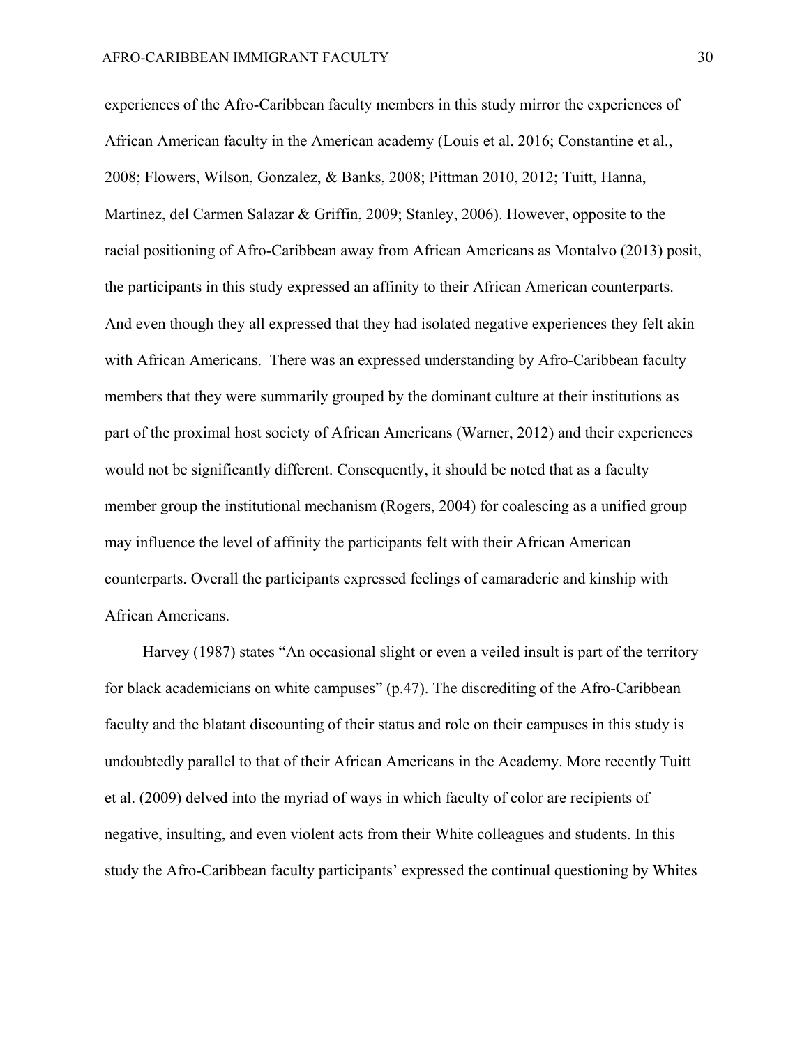experiences of the Afro-Caribbean faculty members in this study mirror the experiences of African American faculty in the American academy (Louis et al. 2016; Constantine et al., 2008; Flowers, Wilson, Gonzalez, & Banks, 2008; Pittman 2010, 2012; Tuitt, Hanna, Martinez, del Carmen Salazar & Griffin, 2009; Stanley, 2006). However, opposite to the racial positioning of Afro-Caribbean away from African Americans as Montalvo (2013) posit, the participants in this study expressed an affinity to their African American counterparts. And even though they all expressed that they had isolated negative experiences they felt akin with African Americans. There was an expressed understanding by Afro-Caribbean faculty members that they were summarily grouped by the dominant culture at their institutions as part of the proximal host society of African Americans (Warner, 2012) and their experiences would not be significantly different. Consequently, it should be noted that as a faculty member group the institutional mechanism (Rogers, 2004) for coalescing as a unified group may influence the level of affinity the participants felt with their African American counterparts. Overall the participants expressed feelings of camaraderie and kinship with African Americans.

Harvey (1987) states "An occasional slight or even a veiled insult is part of the territory for black academicians on white campuses" (p.47). The discrediting of the Afro-Caribbean faculty and the blatant discounting of their status and role on their campuses in this study is undoubtedly parallel to that of their African Americans in the Academy. More recently Tuitt et al. (2009) delved into the myriad of ways in which faculty of color are recipients of negative, insulting, and even violent acts from their White colleagues and students. In this study the Afro-Caribbean faculty participants' expressed the continual questioning by Whites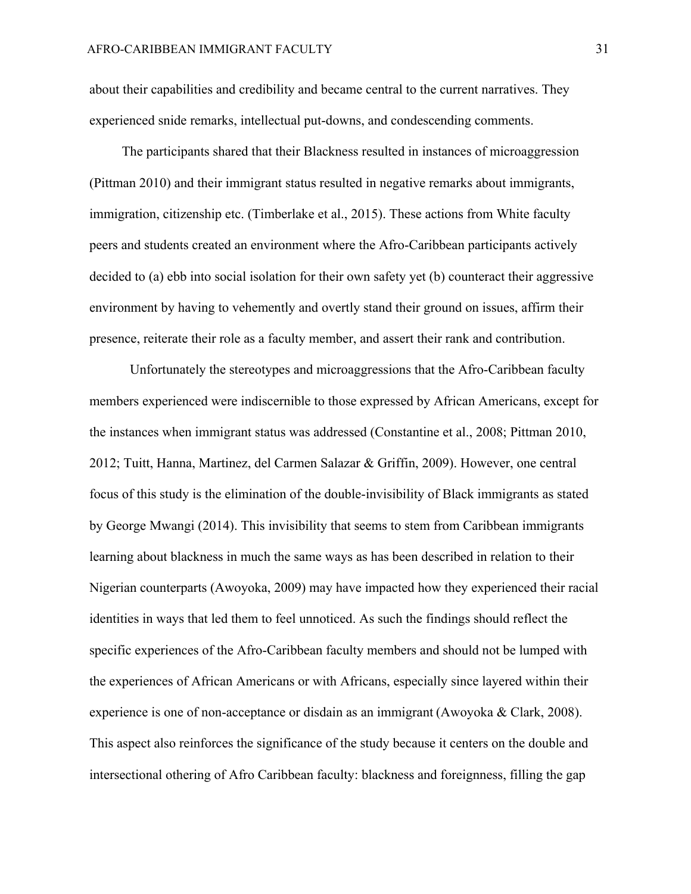about their capabilities and credibility and became central to the current narratives. They experienced snide remarks, intellectual put-downs, and condescending comments.

The participants shared that their Blackness resulted in instances of microaggression (Pittman 2010) and their immigrant status resulted in negative remarks about immigrants, immigration, citizenship etc. (Timberlake et al., 2015). These actions from White faculty peers and students created an environment where the Afro-Caribbean participants actively decided to (a) ebb into social isolation for their own safety yet (b) counteract their aggressive environment by having to vehemently and overtly stand their ground on issues, affirm their presence, reiterate their role as a faculty member, and assert their rank and contribution.

Unfortunately the stereotypes and microaggressions that the Afro-Caribbean faculty members experienced were indiscernible to those expressed by African Americans, except for the instances when immigrant status was addressed (Constantine et al., 2008; Pittman 2010, 2012; Tuitt, Hanna, Martinez, del Carmen Salazar & Griffin, 2009). However, one central focus of this study is the elimination of the double-invisibility of Black immigrants as stated by George Mwangi (2014). This invisibility that seems to stem from Caribbean immigrants learning about blackness in much the same ways as has been described in relation to their Nigerian counterparts (Awoyoka, 2009) may have impacted how they experienced their racial identities in ways that led them to feel unnoticed. As such the findings should reflect the specific experiences of the Afro-Caribbean faculty members and should not be lumped with the experiences of African Americans or with Africans, especially since layered within their experience is one of non-acceptance or disdain as an immigrant (Awoyoka & Clark, 2008). This aspect also reinforces the significance of the study because it centers on the double and intersectional othering of Afro Caribbean faculty: blackness and foreignness, filling the gap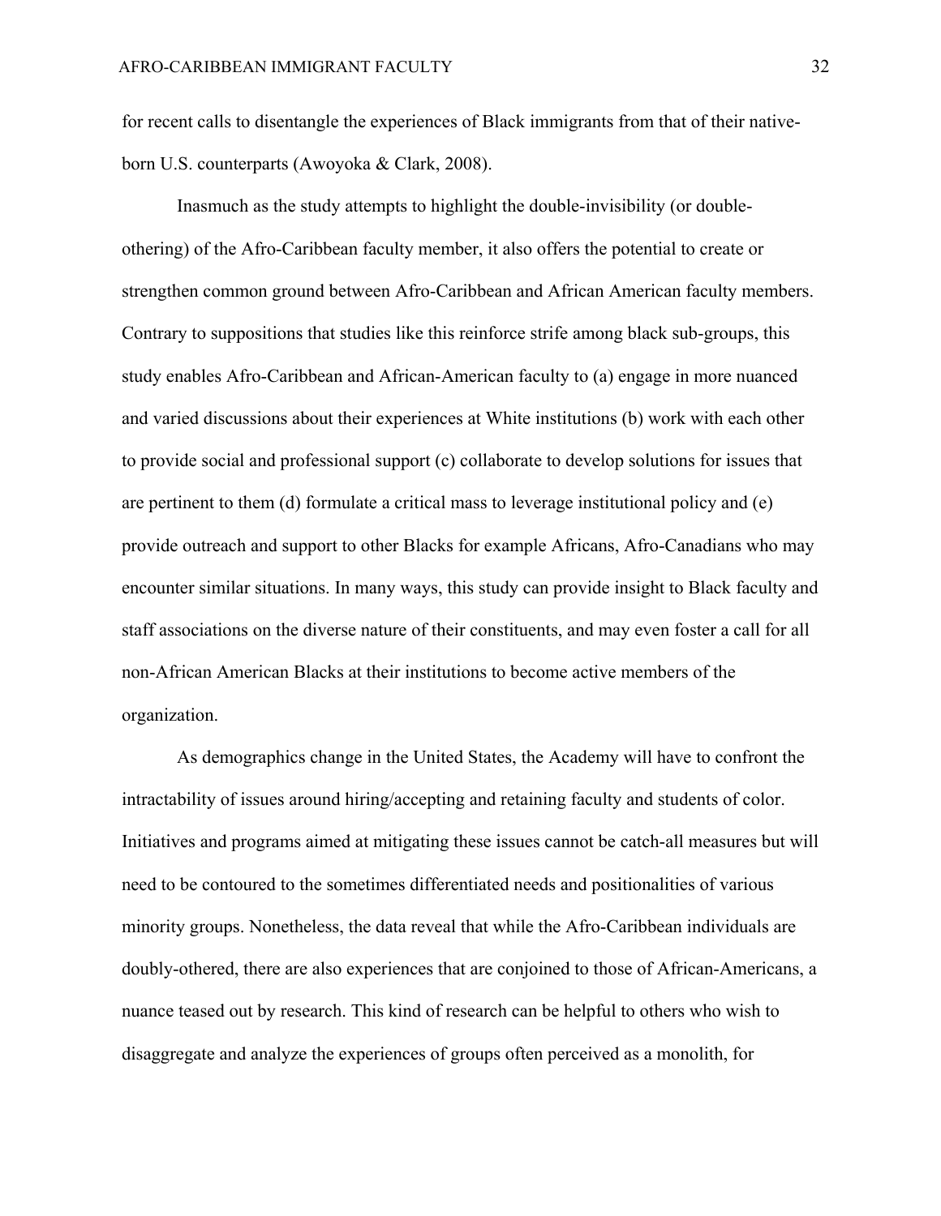for recent calls to disentangle the experiences of Black immigrants from that of their native-born U.S. counterparts (Awoyoka & Clark, 2008).

Inasmuch as the study attempts to highlight the double-invisibility (or double-othering) of the Afro-Caribbean faculty member, it also offers the potential to create or strengthen common ground between Afro-Caribbean and African American faculty members. Contrary to suppositions that studies like this reinforce strife among black sub-groups, this study enables Afro-Caribbean and African-American faculty to (a) engage in more nuanced and varied discussions about their experiences at White institutions (b) work with each other to provide social and professional support (c) collaborate to develop solutions for issues that are pertinent to them (d) formulate a critical mass to leverage institutional policy and (e) provide outreach and support to other Blacks for example Africans, Afro-Canadians who may encounter similar situations. In many ways, this study can provide insight to Black faculty and staff associations on the diverse nature of their constituents, and may even foster a call for all non-African American Blacks at their institutions to become active members of the organization.

As demographics change in the United States, the Academy will have to confront the intractability of issues around hiring/accepting and retaining faculty and students of color. Initiatives and programs aimed at mitigating these issues cannot be catch-all measures but will need to be contoured to the sometimes differentiated needs and positionalities of various minority groups. Nonetheless, the data reveal that while the Afro-Caribbean individuals are doubly-othered, there are also experiences that are conjoined to those of African-Americans, a nuance teased out by research. This kind of research can be helpful to others who wish to disaggregate and analyze the experiences of groups often perceived as a monolith, for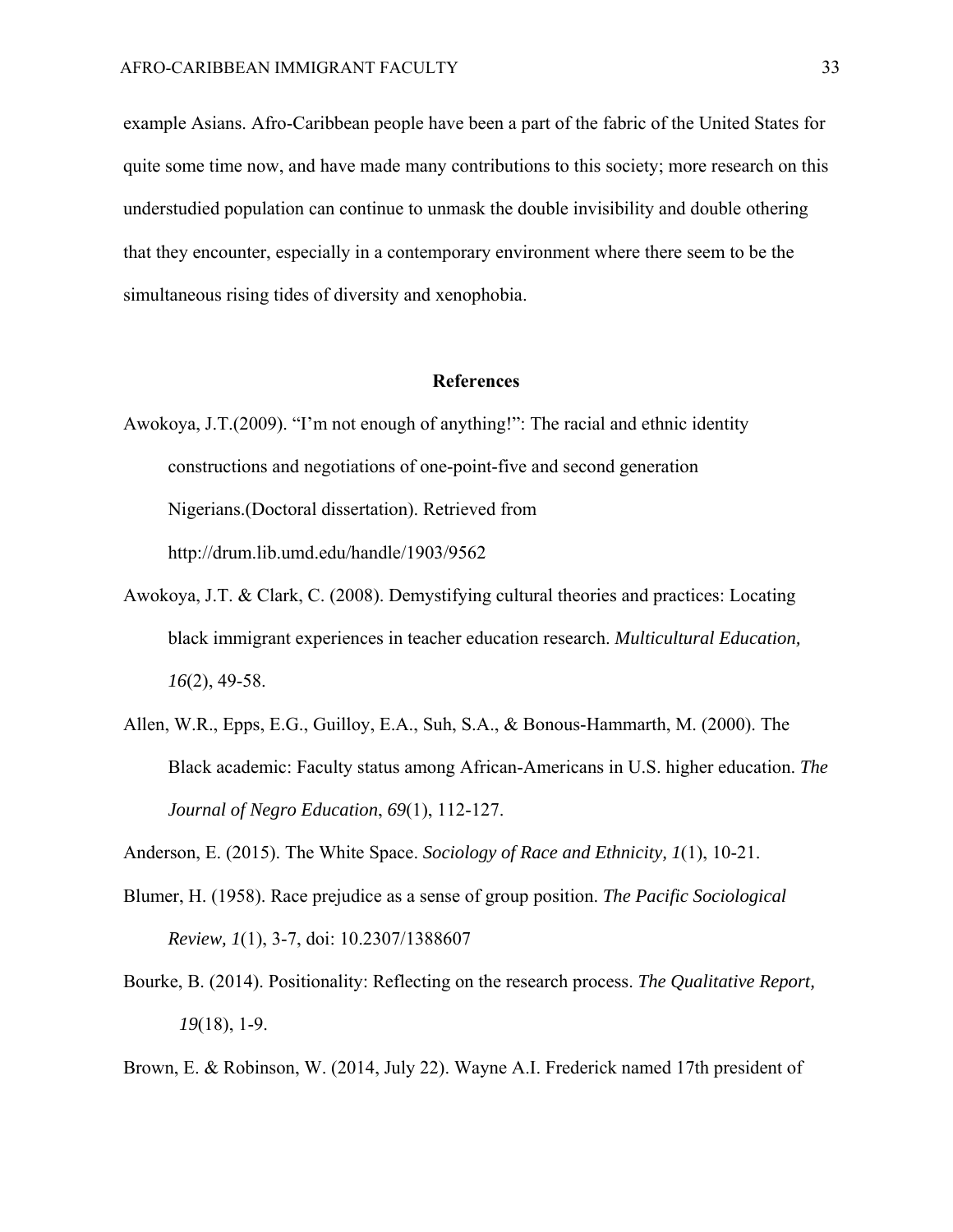example Asians. Afro-Caribbean people have been a part of the fabric of the United States for quite some time now, and have made many contributions to this society; more research on this understudied population can continue to unmask the double invisibility and double othering that they encounter, especially in a contemporary environment where there seem to be the simultaneous rising tides of diversity and xenophobia.

## References

Awokoya, J.T.(2009). "I'm not enough of anything!": The racial and ethnic identity constructions and negotiations of one-point-five and second generation Nigerians.(Doctoral dissertation). Retrieved from http://drum.lib.umd.edu/handle/1903/9562

Awokoya, J.T. & Clark, C. (2008). Demystifying cultural theories and practices: Locating black immigrant experiences in teacher education research. *Multicultural Education, 16*(2), 49-58.

Allen, W.R., Epps, E.G., Guilloy, E.A., Suh, S.A., & Bonous-Hammarth, M. (2000). The Black academic: Faculty status among African-Americans in U.S. higher education. *The Journal of Negro Education*, *69*(1), 112-127.

Anderson, E. (2015). The White Space. *Sociology of Race and Ethnicity, 1*(1), 10-21.

Blumer, H. (1958). Race prejudice as a sense of group position. *The Pacific Sociological Review, 1*(1), 3-7, doi: 10.2307/1388607

Bourke, B. (2014). Positionality: Reflecting on the research process. *The Qualitative Report, 19*(18), 1-9.

Brown, E. & Robinson, W. (2014, July 22). Wayne A.I. Frederick named 17th president of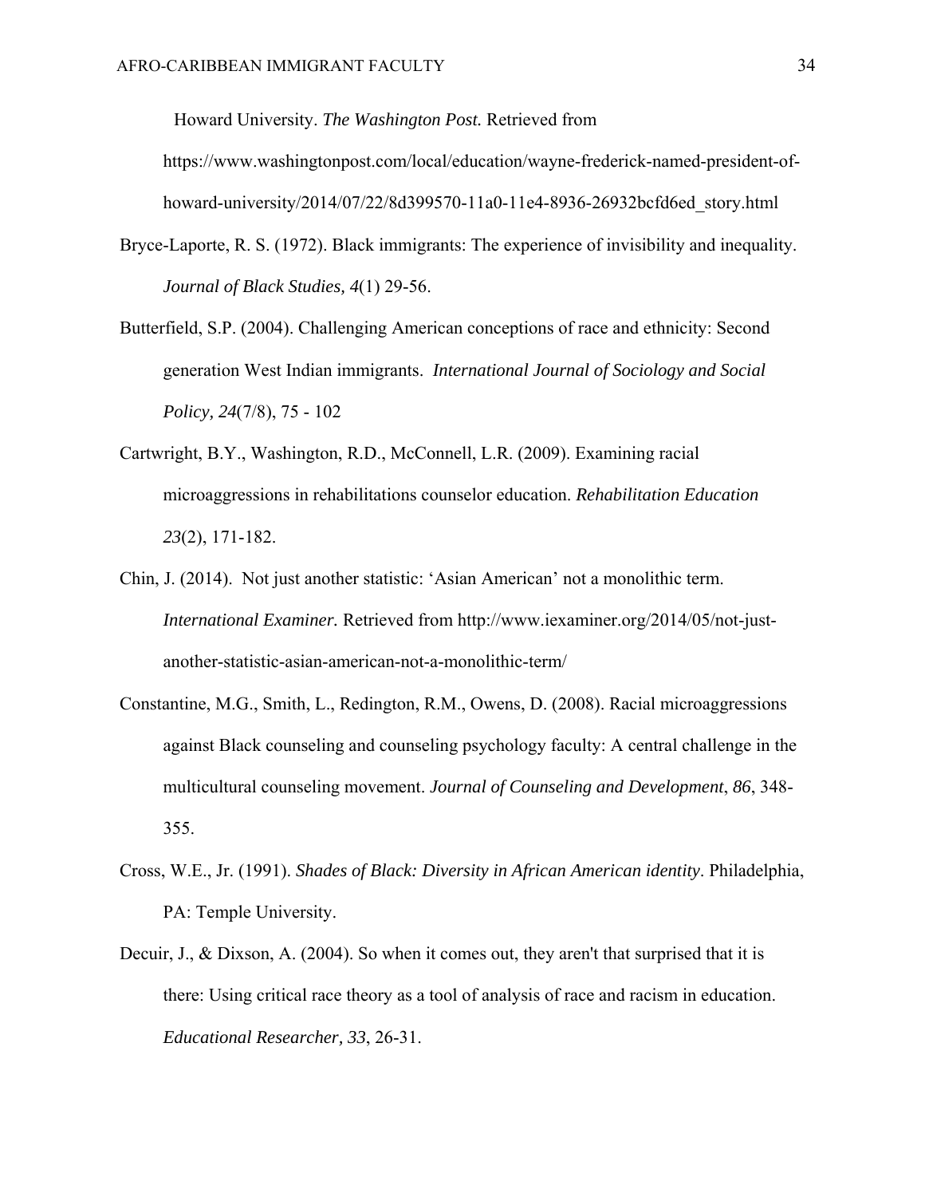Howard University. *The Washington Post.* Retrieved from https://www.washingtonpost.com/local/education/wayne-frederick-named-president-of-howard-university/2014/07/22/8d399570-11a0-11e4-8936-26932bcfd6ed_story.html

Bryce-Laporte, R. S. (1972). Black immigrants: The experience of invisibility and inequality. *Journal of Black Studies, 4*(1) 29-56.

Butterfield, S.P. (2004). Challenging American conceptions of race and ethnicity: Second generation West Indian immigrants. *International Journal of Sociology and Social Policy, 24*(7/8), 75 - 102

Cartwright, B.Y., Washington, R.D., McConnell, L.R. (2009). Examining racial microaggressions in rehabilitations counselor education. *Rehabilitation Education 23*(2), 171-182.

Chin, J. (2014). Not just another statistic: 'Asian American' not a monolithic term. *International Examiner.* Retrieved from http://www.iexaminer.org/2014/05/not-just-another-statistic-asian-american-not-a-monolithic-term/

Constantine, M.G., Smith, L., Redington, R.M., Owens, D. (2008). Racial microaggressions against Black counseling and counseling psychology faculty: A central challenge in the multicultural counseling movement. *Journal of Counseling and Development*, *86*, 348-355.

Cross, W.E., Jr. (1991). *Shades of Black: Diversity in African American identity*. Philadelphia, PA: Temple University.

Decuir, J., & Dixson, A. (2004). So when it comes out, they aren't that surprised that it is there: Using critical race theory as a tool of analysis of race and racism in education. *Educational Researcher, 33*, 26-31.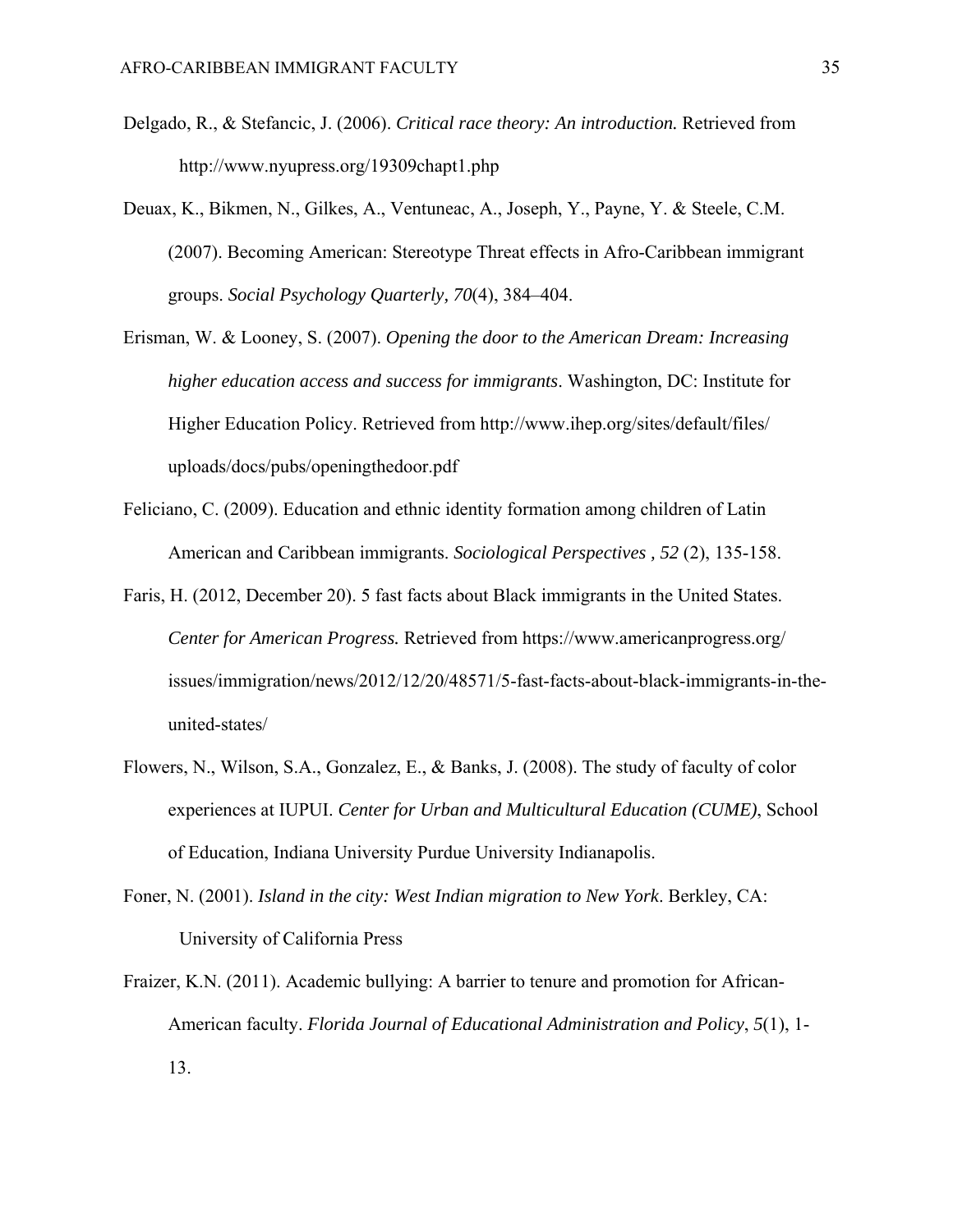Delgado, R., & Stefancic, J. (2006). *Critical race theory: An introduction.* Retrieved from http://www.nyupress.org/19309chapt1.php

Deuax, K., Bikmen, N., Gilkes, A., Ventuneac, A., Joseph, Y., Payne, Y. & Steele, C.M. (2007). Becoming American: Stereotype Threat effects in Afro-Caribbean immigrant groups. *Social Psychology Quarterly, 70*(4), 384–404.

Erisman, W. & Looney, S. (2007). *Opening the door to the American Dream: Increasing higher education access and success for immigrants*. Washington, DC: Institute for Higher Education Policy. Retrieved from http://www.ihep.org/sites/default/files/uploads/docs/pubs/openingthedoor.pdf

Feliciano, C. (2009). Education and ethnic identity formation among children of Latin American and Caribbean immigrants. *Sociological Perspectives , 52* (2), 135-158.

Faris, H. (2012, December 20). 5 fast facts about Black immigrants in the United States. *Center for American Progress.* Retrieved from https://www.americanprogress.org/issues/immigration/news/2012/12/20/48571/5-fast-facts-about-black-immigrants-in-the-united-states/

Flowers, N., Wilson, S.A., Gonzalez, E., & Banks, J. (2008). The study of faculty of color experiences at IUPUI. *Center for Urban and Multicultural Education (CUME)*, School of Education, Indiana University Purdue University Indianapolis.

Foner, N. (2001). *Island in the city: West Indian migration to New York*. Berkley, CA: University of California Press

Fraizer, K.N. (2011). Academic bullying: A barrier to tenure and promotion for African-American faculty. *Florida Journal of Educational Administration and Policy*, *5*(1), 1-13.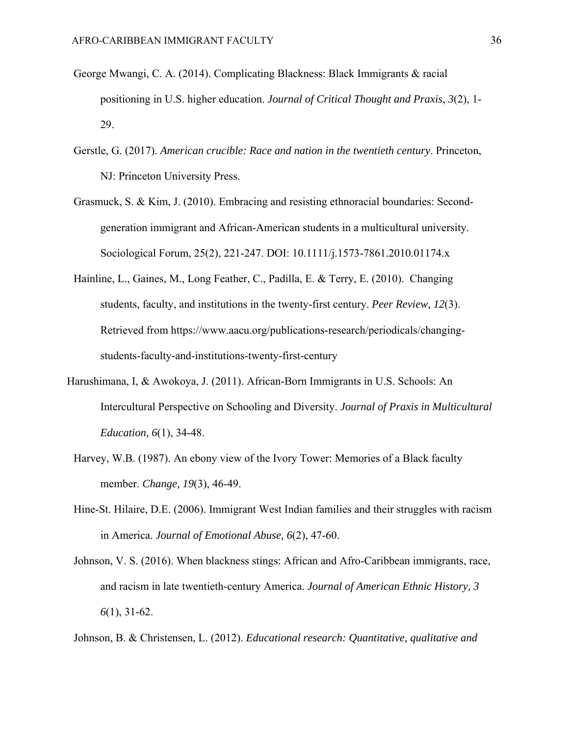George Mwangi, C. A. (2014). Complicating Blackness: Black Immigrants & racial positioning in U.S. higher education. *Journal of Critical Thought and Praxis*, *3*(2), 1-29.

Gerstle, G. (2017). *American crucible: Race and nation in the twentieth century*. Princeton, NJ: Princeton University Press.

Grasmuck, S. & Kim, J. (2010). Embracing and resisting ethnoracial boundaries: Second-generation immigrant and African-American students in a multicultural university. Sociological Forum, 25(2), 221-247. DOI: 10.1111/j.1573-7861.2010.01174.x

Hainline, L., Gaines, M., Long Feather, C., Padilla, E. & Terry, E. (2010). Changing students, faculty, and institutions in the twenty-first century. *Peer Review, 12*(3). Retrieved from https://www.aacu.org/publications-research/periodicals/changing-students-faculty-and-institutions-twenty-first-century

Harushimana, I, & Awokoya, J. (2011). African-Born Immigrants in U.S. Schools: An Intercultural Perspective on Schooling and Diversity. *Journal of Praxis in Multicultural Education, 6*(1), 34-48.

Harvey, W.B. (1987). An ebony view of the Ivory Tower: Memories of a Black faculty member. *Change, 19*(3), 46-49.

Hine-St. Hilaire, D.E. (2006). Immigrant West Indian families and their struggles with racism in America. *Journal of Emotional Abuse, 6*(2), 47-60.

Johnson, V. S. (2016). When blackness stings: African and Afro-Caribbean immigrants, race, and racism in late twentieth-century America. *Journal of American Ethnic History, 3 6*(1), 31-62.

Johnson, B. & Christensen, L. (2012). *Educational research: Quantitative, qualitative and*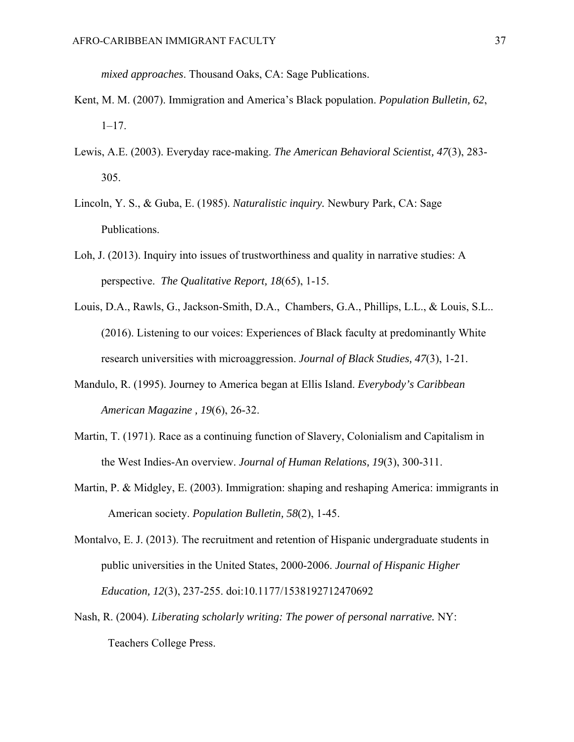*mixed approaches*. Thousand Oaks, CA: Sage Publications.

Kent, M. M. (2007). Immigration and America's Black population. *Population Bulletin, 62*, 1–17.

Lewis, A.E. (2003). Everyday race-making. *The American Behavioral Scientist, 47*(3), 283-305.

Lincoln, Y. S., & Guba, E. (1985). *Naturalistic inquiry.* Newbury Park, CA: Sage Publications.

Loh, J. (2013). Inquiry into issues of trustworthiness and quality in narrative studies: A perspective. *The Qualitative Report, 18*(65), 1-15.

Louis, D.A., Rawls, G., Jackson-Smith, D.A., Chambers, G.A., Phillips, L.L., & Louis, S.L.. (2016). Listening to our voices: Experiences of Black faculty at predominantly White research universities with microaggression. *Journal of Black Studies, 47*(3), 1-21.

Mandulo, R. (1995). Journey to America began at Ellis Island. *Everybody's Caribbean American Magazine , 19*(6), 26-32.

Martin, T. (1971). Race as a continuing function of Slavery, Colonialism and Capitalism in the West Indies-An overview. *Journal of Human Relations, 19*(3), 300-311.

Martin, P. & Midgley, E. (2003). Immigration: shaping and reshaping America: immigrants in American society. *Population Bulletin, 58*(2), 1-45.

Montalvo, E. J. (2013). The recruitment and retention of Hispanic undergraduate students in public universities in the United States, 2000-2006. *Journal of Hispanic Higher Education, 12*(3), 237-255. doi:10.1177/1538192712470692

Nash, R. (2004). *Liberating scholarly writing: The power of personal narrative.* NY: Teachers College Press.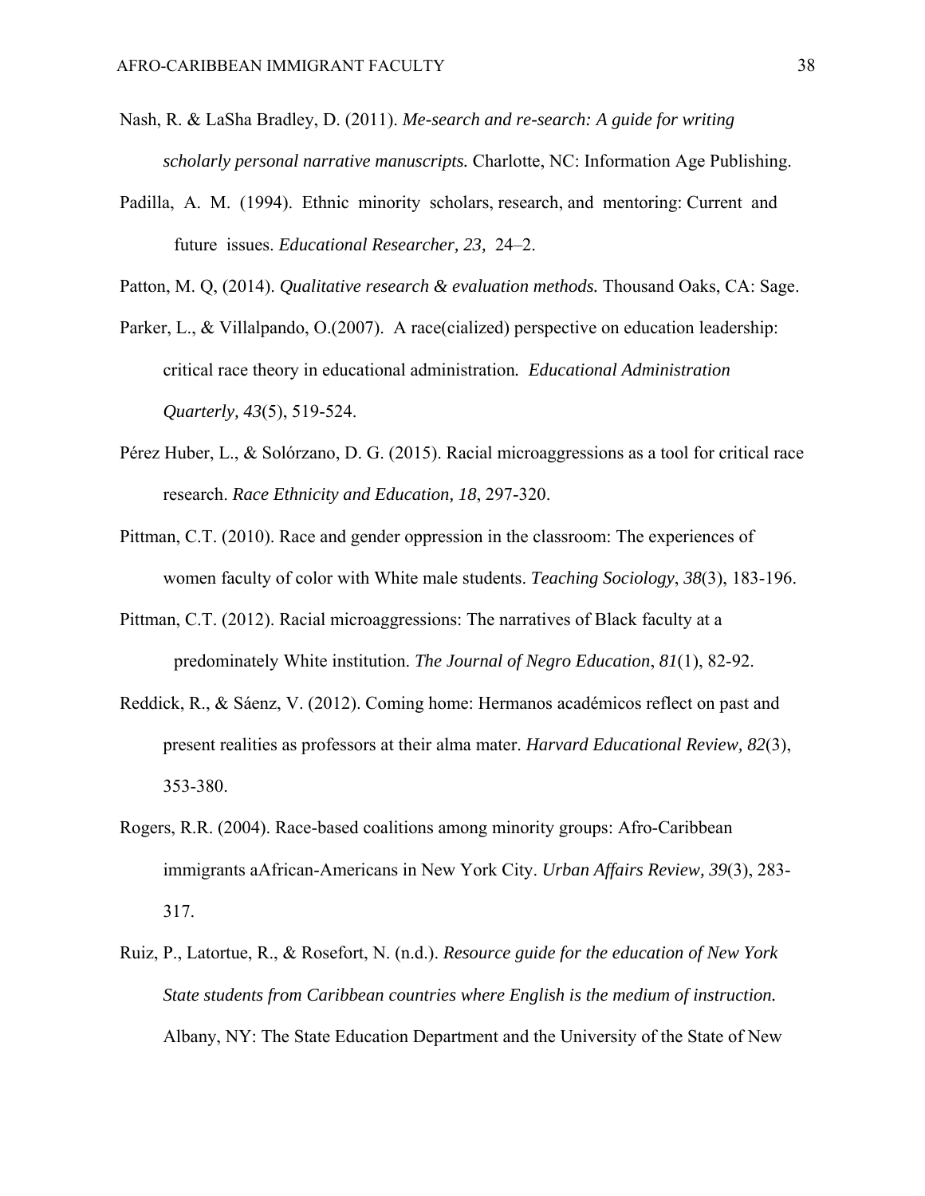Nash, R. & LaSha Bradley, D. (2011). *Me-search and re-search: A guide for writing scholarly personal narrative manuscripts.* Charlotte, NC: Information Age Publishing.

Padilla, A. M. (1994). Ethnic minority scholars, research, and mentoring: Current and future issues. *Educational Researcher, 23,* 24–2.

Patton, M. Q, (2014). *Qualitative research & evaluation methods.* Thousand Oaks, CA: Sage.

Parker, L., & Villalpando, O.(2007). A race(cialized) perspective on education leadership: critical race theory in educational administration. *Educational Administration Quarterly, 43*(5), 519-524.

Pérez Huber, L., & Solórzano, D. G. (2015). Racial microaggressions as a tool for critical race research. *Race Ethnicity and Education, 18*, 297-320.

Pittman, C.T. (2010). Race and gender oppression in the classroom: The experiences of women faculty of color with White male students. *Teaching Sociology*, *38*(3), 183-196.

Pittman, C.T. (2012). Racial microaggressions: The narratives of Black faculty at a predominately White institution. *The Journal of Negro Education*, *81*(1), 82-92.

Reddick, R., & Sáenz, V. (2012). Coming home: Hermanos académicos reflect on past and present realities as professors at their alma mater. *Harvard Educational Review, 82*(3), 353-380.

Rogers, R.R. (2004). Race-based coalitions among minority groups: Afro-Caribbean immigrants aAfrican-Americans in New York City. *Urban Affairs Review, 39*(3), 283-317.

Ruiz, P., Latortue, R., & Rosefort, N. (n.d.). *Resource guide for the education of New York State students from Caribbean countries where English is the medium of instruction.* Albany, NY: The State Education Department and the University of the State of New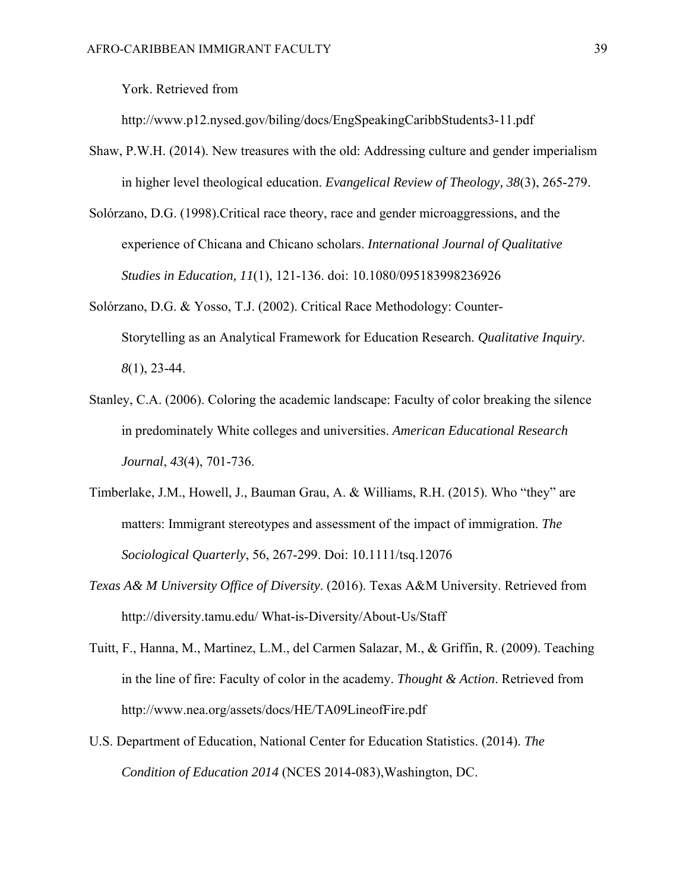York. Retrieved from http://www.p12.nysed.gov/biling/docs/EngSpeakingCaribbStudents3-11.pdf

Shaw, P.W.H. (2014). New treasures with the old: Addressing culture and gender imperialism in higher level theological education. *Evangelical Review of Theology, 38*(3), 265-279.

Solórzano, D.G. (1998).Critical race theory, race and gender microaggressions, and the experience of Chicana and Chicano scholars. *International Journal of Qualitative Studies in Education, 11*(1), 121-136. doi: 10.1080/095183998236926

Solórzano, D.G. & Yosso, T.J. (2002). Critical Race Methodology: Counter-Storytelling as an Analytical Framework for Education Research. *Qualitative Inquiry*. *8*(1), 23-44.

Stanley, C.A. (2006). Coloring the academic landscape: Faculty of color breaking the silence in predominately White colleges and universities. *American Educational Research Journal*, *43*(4), 701-736.

Timberlake, J.M., Howell, J., Bauman Grau, A. & Williams, R.H. (2015). Who "they" are matters: Immigrant stereotypes and assessment of the impact of immigration. *The Sociological Quarterly*, 56, 267-299. Doi: 10.1111/tsq.12076

*Texas A& M University Office of Diversity*. (2016). Texas A&M University. Retrieved from http://diversity.tamu.edu/ What-is-Diversity/About-Us/Staff

Tuitt, F., Hanna, M., Martinez, L.M., del Carmen Salazar, M., & Griffin, R. (2009). Teaching in the line of fire: Faculty of color in the academy. *Thought & Action*. Retrieved from http://www.nea.org/assets/docs/HE/TA09LineofFire.pdf

U.S. Department of Education, National Center for Education Statistics. (2014). *The Condition of Education 2014* (NCES 2014-083),Washington, DC.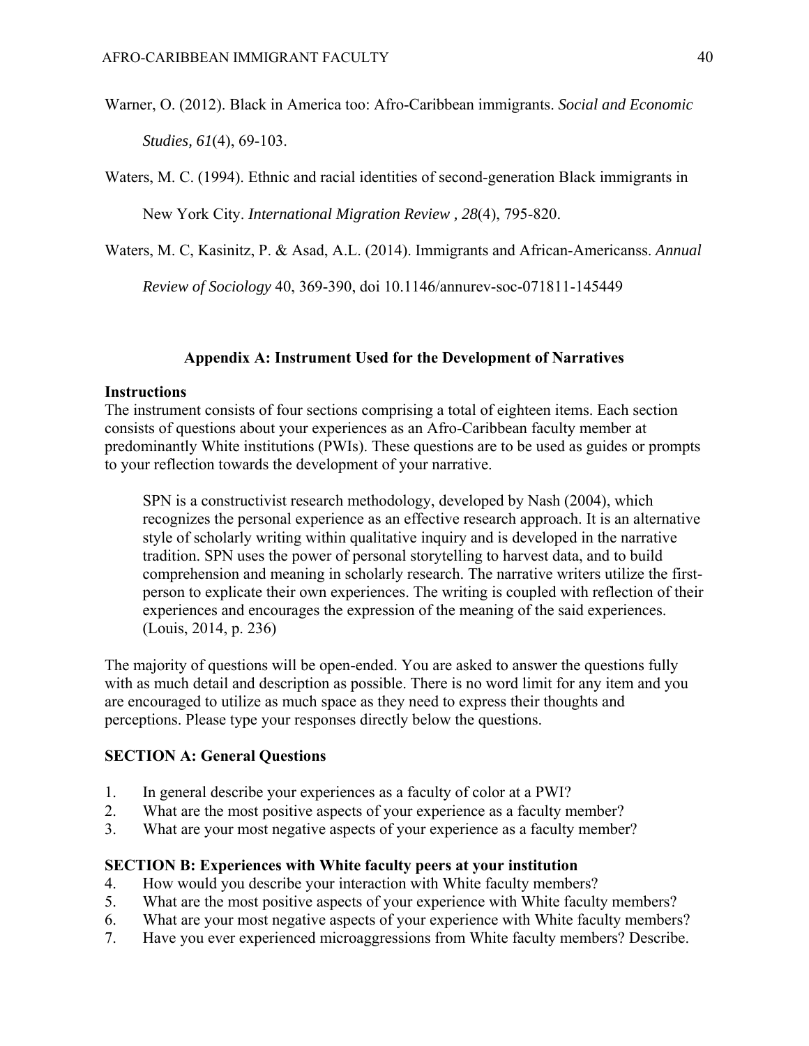Warner, O. (2012). Black in America too: Afro-Caribbean immigrants. *Social and Economic Studies, 61*(4), 69-103.

Waters, M. C. (1994). Ethnic and racial identities of second-generation Black immigrants in New York City. *International Migration Review , 28*(4), 795-820.

Waters, M. C, Kasinitz, P. & Asad, A.L. (2014). Immigrants and African-Americanss. *Annual Review of Sociology* 40, 369-390, doi 10.1146/annurev-soc-071811-145449

## Appendix A: Instrument Used for the Development of Narratives

**Instructions**

The instrument consists of four sections comprising a total of eighteen items. Each section consists of questions about your experiences as an Afro-Caribbean faculty member at predominantly White institutions (PWIs). These questions are to be used as guides or prompts to your reflection towards the development of your narrative.

> SPN is a constructivist research methodology, developed by Nash (2004), which recognizes the personal experience as an effective research approach. It is an alternative style of scholarly writing within qualitative inquiry and is developed in the narrative tradition. SPN uses the power of personal storytelling to harvest data, and to build comprehension and meaning in scholarly research. The narrative writers utilize the first-person to explicate their own experiences. The writing is coupled with reflection of their experiences and encourages the expression of the meaning of the said experiences. (Louis, 2014, p. 236)

The majority of questions will be open-ended. You are asked to answer the questions fully with as much detail and description as possible. There is no word limit for any item and you are encouraged to utilize as much space as they need to express their thoughts and perceptions. Please type your responses directly below the questions.

**SECTION A: General Questions**

1. In general describe your experiences as a faculty of color at a PWI?
2. What are the most positive aspects of your experience as a faculty member?
3. What are your most negative aspects of your experience as a faculty member?

**SECTION B: Experiences with White faculty peers at your institution**

4. How would you describe your interaction with White faculty members?
5. What are the most positive aspects of your experience with White faculty members?
6. What are your most negative aspects of your experience with White faculty members?
7. Have you ever experienced microaggressions from White faculty members? Describe.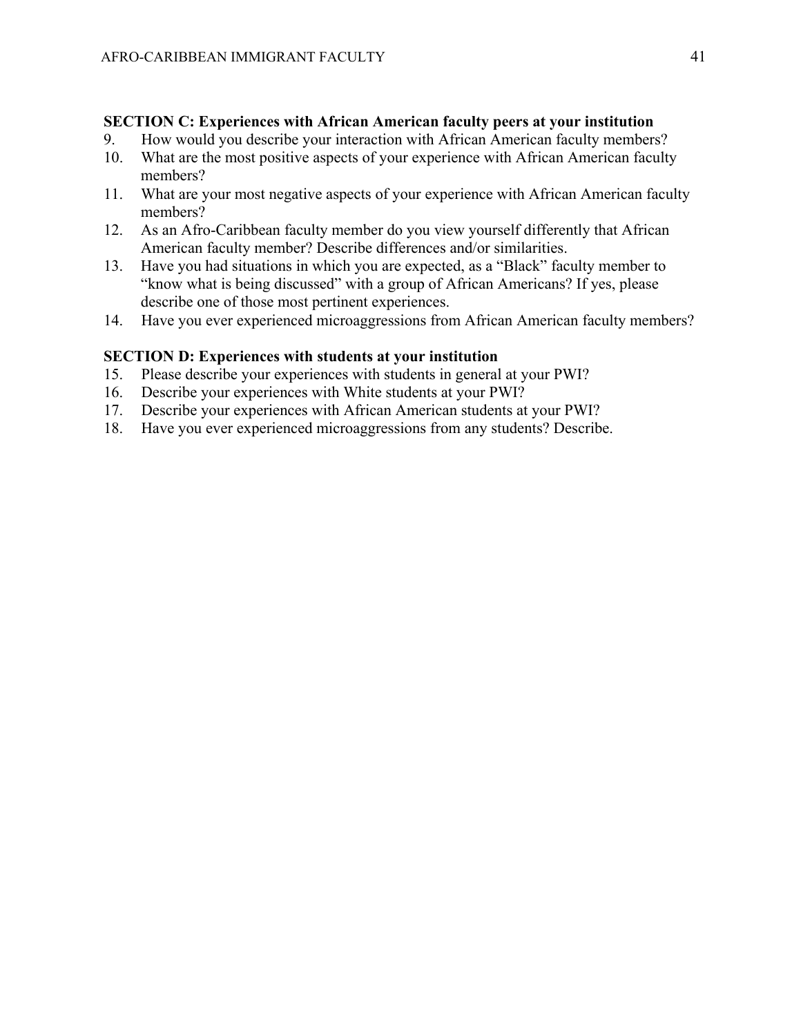**SECTION C: Experiences with African American faculty peers at your institution**

9. How would you describe your interaction with African American faculty members?
10. What are the most positive aspects of your experience with African American faculty members?
11. What are your most negative aspects of your experience with African American faculty members?
12. As an Afro-Caribbean faculty member do you view yourself differently that African American faculty member? Describe differences and/or similarities.
13. Have you had situations in which you are expected, as a "Black" faculty member to "know what is being discussed" with a group of African Americans? If yes, please describe one of those most pertinent experiences.
14. Have you ever experienced microaggressions from African American faculty members?

**SECTION D: Experiences with students at your institution**

15. Please describe your experiences with students in general at your PWI?
16. Describe your experiences with White students at your PWI?
17. Describe your experiences with African American students at your PWI?
18. Have you ever experienced microaggressions from any students? Describe.